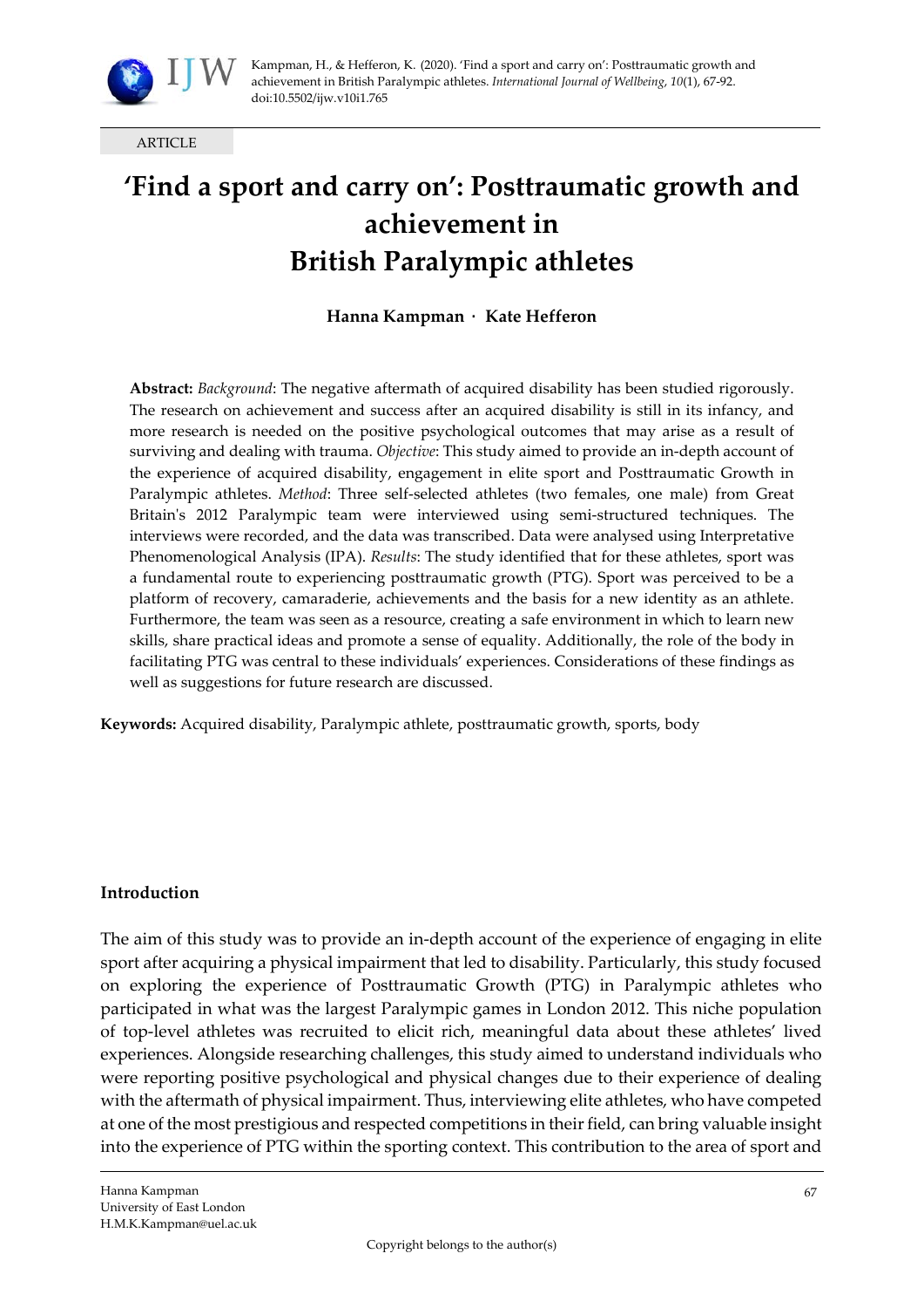Kampman, H., & Hefferon, K. (2020). 'Find a sport and carry on': Posttraumatic growth and achievement in British Paralympic athletes. *International Journal of Wellbeing*, *10*(1), 67-92. doi:10.5502/ijw.v10i1.765

ARTICLE

# 'Find a sport and carry on': Posttraumatic growth and achievement in British Paralympic athletes

**Hanna Kampman · Kate Hefferon**

**Abstract:** *Background*: The negative aftermath of acquired disability has been studied rigorously. The research on achievement and success after an acquired disability is still in its infancy, and more research is needed on the positive psychological outcomes that may arise as a result of surviving and dealing with trauma. *Objective*: This study aimed to provide an in-depth account of the experience of acquired disability, engagement in elite sport and Posttraumatic Growth in Paralympic athletes. *Method*: Three self-selected athletes (two females, one male) from Great Britain's 2012 Paralympic team were interviewed using semi-structured techniques. The interviews were recorded, and the data was transcribed. Data were analysed using Interpretative Phenomenological Analysis (IPA). *Results*: The study identified that for these athletes, sport was a fundamental route to experiencing posttraumatic growth (PTG). Sport was perceived to be a platform of recovery, camaraderie, achievements and the basis for a new identity as an athlete. Furthermore, the team was seen as a resource, creating a safe environment in which to learn new skills, share practical ideas and promote a sense of equality. Additionally, the role of the body in facilitating PTG was central to these individuals' experiences. Considerations of these findings as well as suggestions for future research are discussed.

**Keywords:** Acquired disability, Paralympic athlete, posttraumatic growth, sports, body

## Introduction

The aim of this study was to provide an in-depth account of the experience of engaging in elite sport after acquiring a physical impairment that led to disability. Particularly, this study focused on exploring the experience of Posttraumatic Growth (PTG) in Paralympic athletes who participated in what was the largest Paralympic games in London 2012. This niche population of top-level athletes was recruited to elicit rich, meaningful data about these athletes' lived experiences. Alongside researching challenges, this study aimed to understand individuals who were reporting positive psychological and physical changes due to their experience of dealing with the aftermath of physical impairment. Thus, interviewing elite athletes, who have competed at one of the most prestigious and respected competitions in their field, can bring valuable insight into the experience of PTG within the sporting context. This contribution to the area of sport and

Hanna Kampman
University of East London
H.M.K.Kampman@uel.ac.uk

Copyright belongs to the author(s)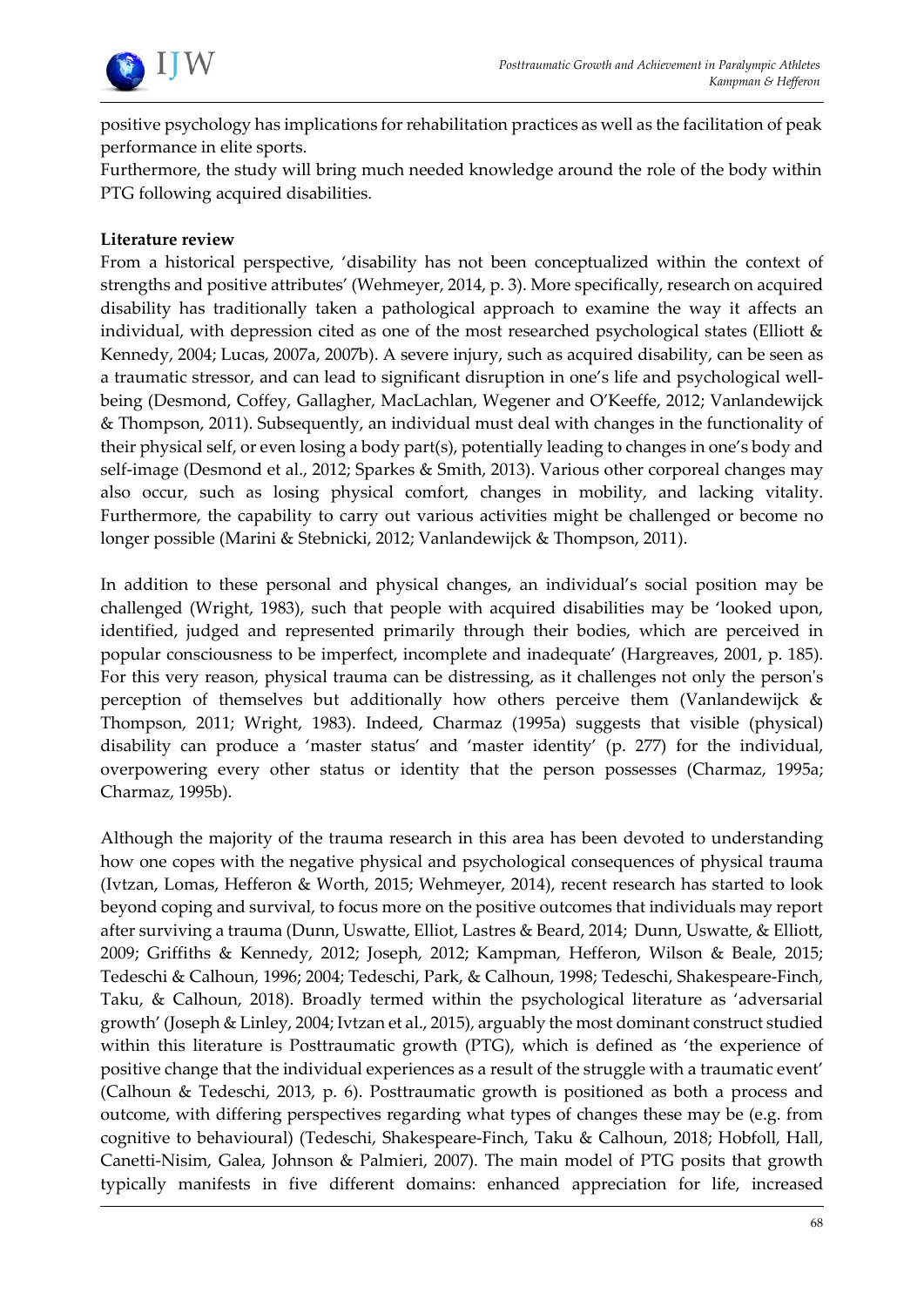positive psychology has implications for rehabilitation practices as well as the facilitation of peak performance in elite sports.

Furthermore, the study will bring much needed knowledge around the role of the body within PTG following acquired disabilities.

**Literature review**

From a historical perspective, 'disability has not been conceptualized within the context of strengths and positive attributes' (Wehmeyer, 2014, p. 3). More specifically, research on acquired disability has traditionally taken a pathological approach to examine the way it affects an individual, with depression cited as one of the most researched psychological states (Elliott & Kennedy, 2004; Lucas, 2007a, 2007b). A severe injury, such as acquired disability, can be seen as a traumatic stressor, and can lead to significant disruption in one's life and psychological well-being (Desmond, Coffey, Gallagher, MacLachlan, Wegener and O'Keeffe, 2012; Vanlandewijck & Thompson, 2011). Subsequently, an individual must deal with changes in the functionality of their physical self, or even losing a body part(s), potentially leading to changes in one's body and self-image (Desmond et al., 2012; Sparkes & Smith, 2013). Various other corporeal changes may also occur, such as losing physical comfort, changes in mobility, and lacking vitality. Furthermore, the capability to carry out various activities might be challenged or become no longer possible (Marini & Stebnicki, 2012; Vanlandewijck & Thompson, 2011).

In addition to these personal and physical changes, an individual's social position may be challenged (Wright, 1983), such that people with acquired disabilities may be 'looked upon, identified, judged and represented primarily through their bodies, which are perceived in popular consciousness to be imperfect, incomplete and inadequate' (Hargreaves, 2001, p. 185). For this very reason, physical trauma can be distressing, as it challenges not only the person's perception of themselves but additionally how others perceive them (Vanlandewijck & Thompson, 2011; Wright, 1983). Indeed, Charmaz (1995a) suggests that visible (physical) disability can produce a 'master status' and 'master identity' (p. 277) for the individual, overpowering every other status or identity that the person possesses (Charmaz, 1995a; Charmaz, 1995b).

Although the majority of the trauma research in this area has been devoted to understanding how one copes with the negative physical and psychological consequences of physical trauma (Ivtzan, Lomas, Hefferon & Worth, 2015; Wehmeyer, 2014), recent research has started to look beyond coping and survival, to focus more on the positive outcomes that individuals may report after surviving a trauma (Dunn, Uswatte, Elliot, Lastres & Beard, 2014; Dunn, Uswatte, & Elliott, 2009; Griffiths & Kennedy, 2012; Joseph, 2012; Kampman, Hefferon, Wilson & Beale, 2015; Tedeschi & Calhoun, 1996; 2004; Tedeschi, Park, & Calhoun, 1998; Tedeschi, Shakespeare-Finch, Taku, & Calhoun, 2018). Broadly termed within the psychological literature as 'adversarial growth' (Joseph & Linley, 2004; Ivtzan et al., 2015), arguably the most dominant construct studied within this literature is Posttraumatic growth (PTG), which is defined as 'the experience of positive change that the individual experiences as a result of the struggle with a traumatic event' (Calhoun & Tedeschi, 2013, p. 6). Posttraumatic growth is positioned as both a process and outcome, with differing perspectives regarding what types of changes these may be (e.g. from cognitive to behavioural) (Tedeschi, Shakespeare-Finch, Taku & Calhoun, 2018; Hobfoll, Hall, Canetti-Nisim, Galea, Johnson & Palmieri, 2007). The main model of PTG posits that growth typically manifests in five different domains: enhanced appreciation for life, increased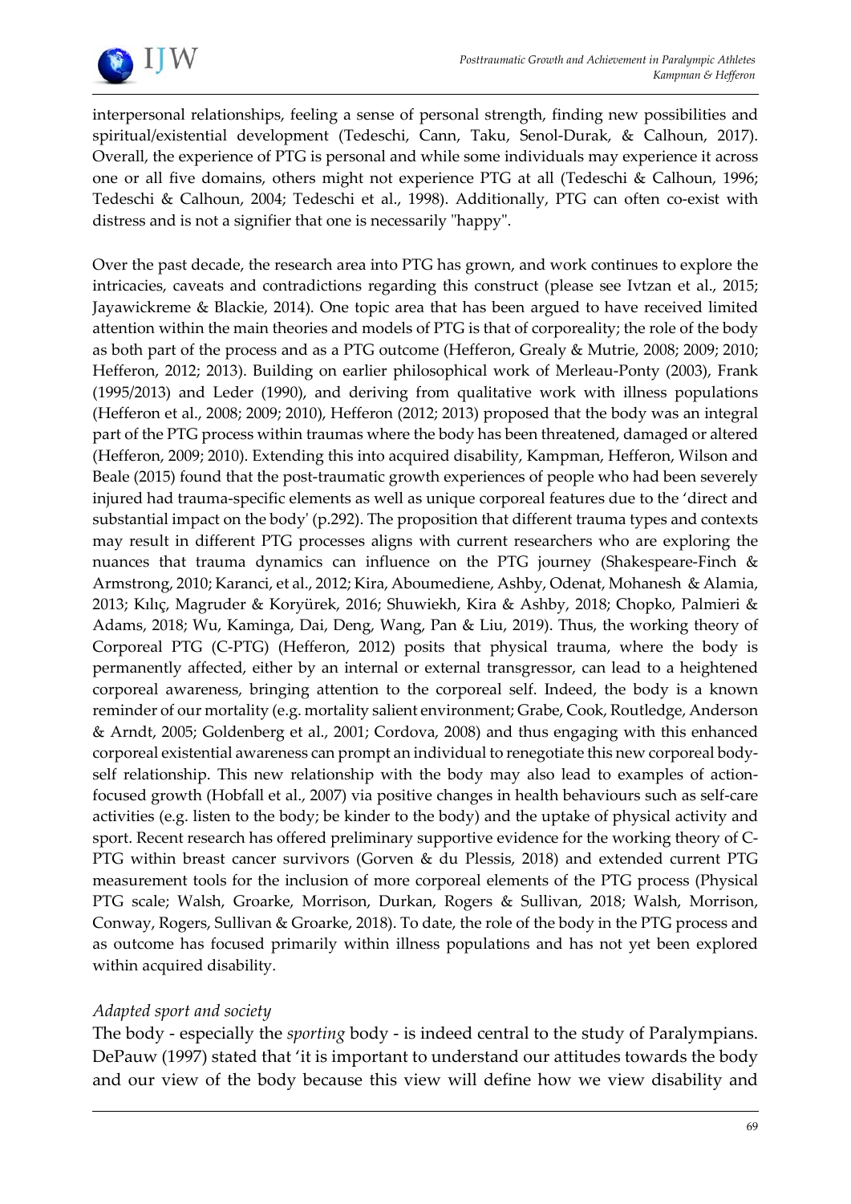interpersonal relationships, feeling a sense of personal strength, finding new possibilities and spiritual/existential development (Tedeschi, Cann, Taku, Senol-Durak, & Calhoun, 2017). Overall, the experience of PTG is personal and while some individuals may experience it across one or all five domains, others might not experience PTG at all (Tedeschi & Calhoun, 1996; Tedeschi & Calhoun, 2004; Tedeschi et al., 1998). Additionally, PTG can often co-exist with distress and is not a signifier that one is necessarily "happy".

Over the past decade, the research area into PTG has grown, and work continues to explore the intricacies, caveats and contradictions regarding this construct (please see Ivtzan et al., 2015; Jayawickreme & Blackie, 2014). One topic area that has been argued to have received limited attention within the main theories and models of PTG is that of corporeality; the role of the body as both part of the process and as a PTG outcome (Hefferon, Grealy & Mutrie, 2008; 2009; 2010; Hefferon, 2012; 2013). Building on earlier philosophical work of Merleau-Ponty (2003), Frank (1995/2013) and Leder (1990), and deriving from qualitative work with illness populations (Hefferon et al., 2008; 2009; 2010), Hefferon (2012; 2013) proposed that the body was an integral part of the PTG process within traumas where the body has been threatened, damaged or altered (Hefferon, 2009; 2010). Extending this into acquired disability, Kampman, Hefferon, Wilson and Beale (2015) found that the post-traumatic growth experiences of people who had been severely injured had trauma-specific elements as well as unique corporeal features due to the 'direct and substantial impact on the body' (p.292). The proposition that different trauma types and contexts may result in different PTG processes aligns with current researchers who are exploring the nuances that trauma dynamics can influence on the PTG journey (Shakespeare-Finch & Armstrong, 2010; Karanci, et al., 2012; Kira, Aboumediene, Ashby, Odenat, Mohanesh & Alamia, 2013; Kılıç, Magruder & Koryürek, 2016; Shuwiekh, Kira & Ashby, 2018; Chopko, Palmieri & Adams, 2018; Wu, Kaminga, Dai, Deng, Wang, Pan & Liu, 2019). Thus, the working theory of Corporeal PTG (C-PTG) (Hefferon, 2012) posits that physical trauma, where the body is permanently affected, either by an internal or external transgressor, can lead to a heightened corporeal awareness, bringing attention to the corporeal self. Indeed, the body is a known reminder of our mortality (e.g. mortality salient environment; Grabe, Cook, Routledge, Anderson & Arndt, 2005; Goldenberg et al., 2001; Cordova, 2008) and thus engaging with this enhanced corporeal existential awareness can prompt an individual to renegotiate this new corporeal body-self relationship. This new relationship with the body may also lead to examples of action-focused growth (Hobfall et al., 2007) via positive changes in health behaviours such as self-care activities (e.g. listen to the body; be kinder to the body) and the uptake of physical activity and sport. Recent research has offered preliminary supportive evidence for the working theory of C-PTG within breast cancer survivors (Gorven & du Plessis, 2018) and extended current PTG measurement tools for the inclusion of more corporeal elements of the PTG process (Physical PTG scale; Walsh, Groarke, Morrison, Durkan, Rogers & Sullivan, 2018; Walsh, Morrison, Conway, Rogers, Sullivan & Groarke, 2018). To date, the role of the body in the PTG process and as outcome has focused primarily within illness populations and has not yet been explored within acquired disability.

### *Adapted sport and society*

The body - especially the *sporting* body - is indeed central to the study of Paralympians. DePauw (1997) stated that 'it is important to understand our attitudes towards the body and our view of the body because this view will define how we view disability and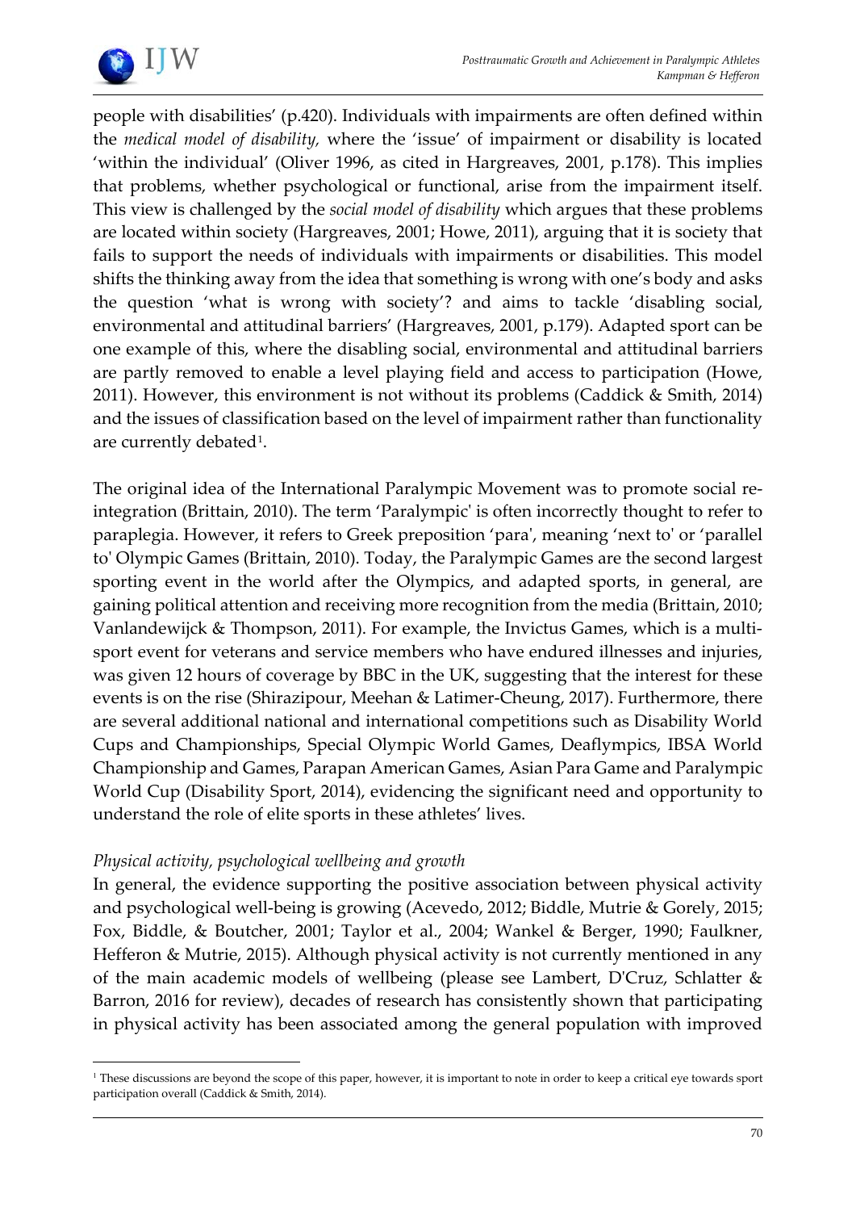people with disabilities' (p.420). Individuals with impairments are often defined within the *medical model of disability,* where the 'issue' of impairment or disability is located 'within the individual' (Oliver 1996, as cited in Hargreaves, 2001, p.178). This implies that problems, whether psychological or functional, arise from the impairment itself. This view is challenged by the *social model of disability* which argues that these problems are located within society (Hargreaves, 2001; Howe, 2011), arguing that it is society that fails to support the needs of individuals with impairments or disabilities. This model shifts the thinking away from the idea that something is wrong with one's body and asks the question 'what is wrong with society'? and aims to tackle 'disabling social, environmental and attitudinal barriers' (Hargreaves, 2001, p.179). Adapted sport can be one example of this, where the disabling social, environmental and attitudinal barriers are partly removed to enable a level playing field and access to participation (Howe, 2011). However, this environment is not without its problems (Caddick & Smith, 2014) and the issues of classification based on the level of impairment rather than functionality are currently debated[1].

The original idea of the International Paralympic Movement was to promote social re-integration (Brittain, 2010). The term 'Paralympic' is often incorrectly thought to refer to paraplegia. However, it refers to Greek preposition 'para', meaning 'next to' or 'parallel to' Olympic Games (Brittain, 2010). Today, the Paralympic Games are the second largest sporting event in the world after the Olympics, and adapted sports, in general, are gaining political attention and receiving more recognition from the media (Brittain, 2010; Vanlandewijck & Thompson, 2011). For example, the Invictus Games, which is a multi-sport event for veterans and service members who have endured illnesses and injuries, was given 12 hours of coverage by BBC in the UK, suggesting that the interest for these events is on the rise (Shirazipour, Meehan & Latimer-Cheung, 2017). Furthermore, there are several additional national and international competitions such as Disability World Cups and Championships, Special Olympic World Games, Deaflympics, IBSA World Championship and Games, Parapan American Games, Asian Para Game and Paralympic World Cup (Disability Sport, 2014), evidencing the significant need and opportunity to understand the role of elite sports in these athletes' lives.

*Physical activity, psychological wellbeing and growth*

In general, the evidence supporting the positive association between physical activity and psychological well-being is growing (Acevedo, 2012; Biddle, Mutrie & Gorely, 2015; Fox, Biddle, & Boutcher, 2001; Taylor et al., 2004; Wankel & Berger, 1990; Faulkner, Hefferon & Mutrie, 2015). Although physical activity is not currently mentioned in any of the main academic models of wellbeing (please see Lambert, D'Cruz, Schlatter & Barron, 2016 for review), decades of research has consistently shown that participating in physical activity has been associated among the general population with improved

[1] These discussions are beyond the scope of this paper, however, it is important to note in order to keep a critical eye towards sport participation overall (Caddick & Smith, 2014).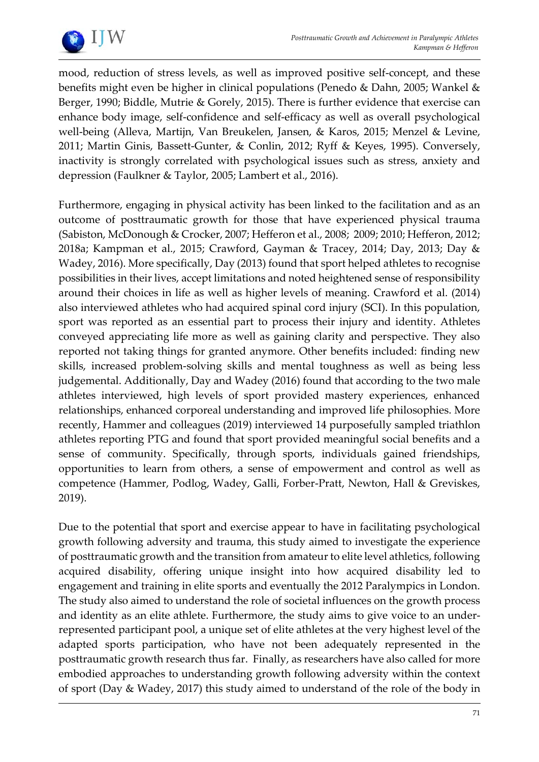mood, reduction of stress levels, as well as improved positive self-concept, and these benefits might even be higher in clinical populations (Penedo & Dahn, 2005; Wankel & Berger, 1990; Biddle, Mutrie & Gorely, 2015). There is further evidence that exercise can enhance body image, self-confidence and self-efficacy as well as overall psychological well-being (Alleva, Martijn, Van Breukelen, Jansen, & Karos, 2015; Menzel & Levine, 2011; Martin Ginis, Bassett-Gunter, & Conlin, 2012; Ryff & Keyes, 1995). Conversely, inactivity is strongly correlated with psychological issues such as stress, anxiety and depression (Faulkner & Taylor, 2005; Lambert et al., 2016).

Furthermore, engaging in physical activity has been linked to the facilitation and as an outcome of posttraumatic growth for those that have experienced physical trauma (Sabiston, McDonough & Crocker, 2007; Hefferon et al., 2008; 2009; 2010; Hefferon, 2012; 2018a; Kampman et al., 2015; Crawford, Gayman & Tracey, 2014; Day, 2013; Day & Wadey, 2016). More specifically, Day (2013) found that sport helped athletes to recognise possibilities in their lives, accept limitations and noted heightened sense of responsibility around their choices in life as well as higher levels of meaning. Crawford et al. (2014) also interviewed athletes who had acquired spinal cord injury (SCI). In this population, sport was reported as an essential part to process their injury and identity. Athletes conveyed appreciating life more as well as gaining clarity and perspective. They also reported not taking things for granted anymore. Other benefits included: finding new skills, increased problem-solving skills and mental toughness as well as being less judgemental. Additionally, Day and Wadey (2016) found that according to the two male athletes interviewed, high levels of sport provided mastery experiences, enhanced relationships, enhanced corporeal understanding and improved life philosophies. More recently, Hammer and colleagues (2019) interviewed 14 purposefully sampled triathlon athletes reporting PTG and found that sport provided meaningful social benefits and a sense of community. Specifically, through sports, individuals gained friendships, opportunities to learn from others, a sense of empowerment and control as well as competence (Hammer, Podlog, Wadey, Galli, Forber-Pratt, Newton, Hall & Greviskes, 2019).

Due to the potential that sport and exercise appear to have in facilitating psychological growth following adversity and trauma, this study aimed to investigate the experience of posttraumatic growth and the transition from amateur to elite level athletics, following acquired disability, offering unique insight into how acquired disability led to engagement and training in elite sports and eventually the 2012 Paralympics in London. The study also aimed to understand the role of societal influences on the growth process and identity as an elite athlete. Furthermore, the study aims to give voice to an under-represented participant pool, a unique set of elite athletes at the very highest level of the adapted sports participation, who have not been adequately represented in the posttraumatic growth research thus far. Finally, as researchers have also called for more embodied approaches to understanding growth following adversity within the context of sport (Day & Wadey, 2017) this study aimed to understand of the role of the body in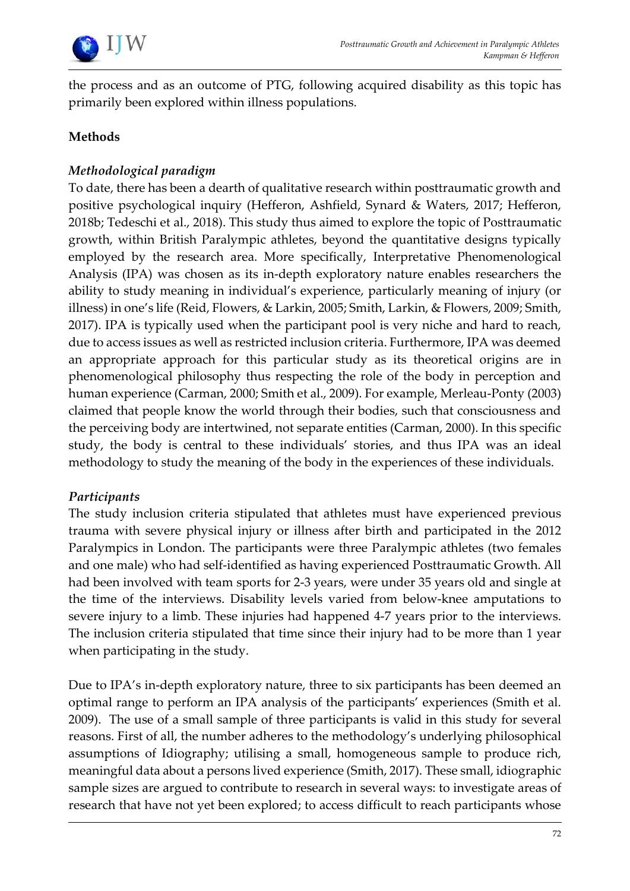the process and as an outcome of PTG, following acquired disability as this topic has primarily been explored within illness populations.

## Methods

### *Methodological paradigm*

To date, there has been a dearth of qualitative research within posttraumatic growth and positive psychological inquiry (Hefferon, Ashfield, Synard & Waters, 2017; Hefferon, 2018b; Tedeschi et al., 2018). This study thus aimed to explore the topic of Posttraumatic growth, within British Paralympic athletes, beyond the quantitative designs typically employed by the research area. More specifically, Interpretative Phenomenological Analysis (IPA) was chosen as its in-depth exploratory nature enables researchers the ability to study meaning in individual's experience, particularly meaning of injury (or illness) in one's life (Reid, Flowers, & Larkin, 2005; Smith, Larkin, & Flowers, 2009; Smith, 2017). IPA is typically used when the participant pool is very niche and hard to reach, due to access issues as well as restricted inclusion criteria. Furthermore, IPA was deemed an appropriate approach for this particular study as its theoretical origins are in phenomenological philosophy thus respecting the role of the body in perception and human experience (Carman, 2000; Smith et al., 2009). For example, Merleau-Ponty (2003) claimed that people know the world through their bodies, such that consciousness and the perceiving body are intertwined, not separate entities (Carman, 2000). In this specific study, the body is central to these individuals' stories, and thus IPA was an ideal methodology to study the meaning of the body in the experiences of these individuals.

### *Participants*

The study inclusion criteria stipulated that athletes must have experienced previous trauma with severe physical injury or illness after birth and participated in the 2012 Paralympics in London. The participants were three Paralympic athletes (two females and one male) who had self-identified as having experienced Posttraumatic Growth. All had been involved with team sports for 2-3 years, were under 35 years old and single at the time of the interviews. Disability levels varied from below-knee amputations to severe injury to a limb. These injuries had happened 4-7 years prior to the interviews. The inclusion criteria stipulated that time since their injury had to be more than 1 year when participating in the study.

Due to IPA's in-depth exploratory nature, three to six participants has been deemed an optimal range to perform an IPA analysis of the participants' experiences (Smith et al. 2009). The use of a small sample of three participants is valid in this study for several reasons. First of all, the number adheres to the methodology's underlying philosophical assumptions of Idiography; utilising a small, homogeneous sample to produce rich, meaningful data about a persons lived experience (Smith, 2017). These small, idiographic sample sizes are argued to contribute to research in several ways: to investigate areas of research that have not yet been explored; to access difficult to reach participants whose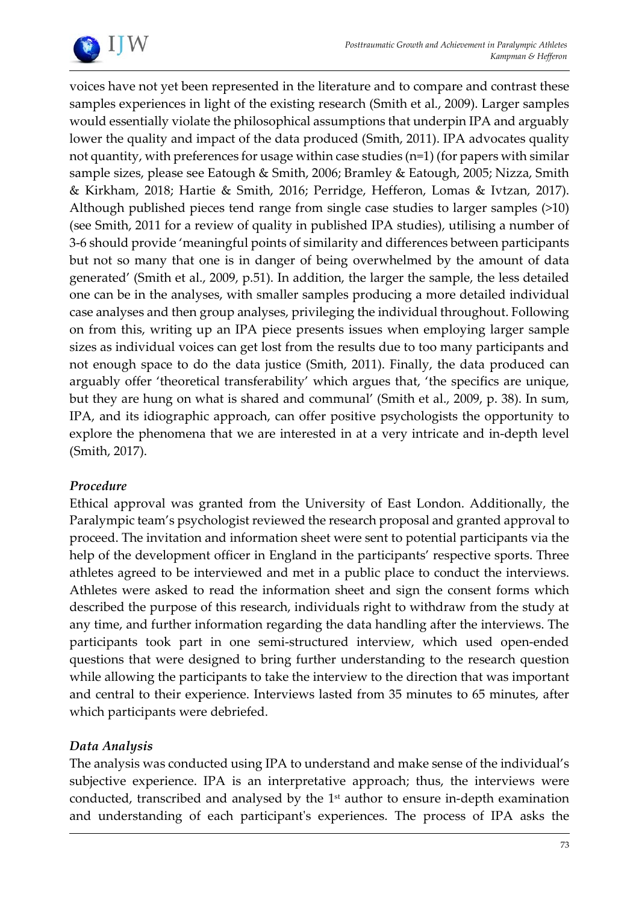voices have not yet been represented in the literature and to compare and contrast these samples experiences in light of the existing research (Smith et al., 2009). Larger samples would essentially violate the philosophical assumptions that underpin IPA and arguably lower the quality and impact of the data produced (Smith, 2011). IPA advocates quality not quantity, with preferences for usage within case studies (n=1) (for papers with similar sample sizes, please see Eatough & Smith, 2006; Bramley & Eatough, 2005; Nizza, Smith & Kirkham, 2018; Hartie & Smith, 2016; Perridge, Hefferon, Lomas & Ivtzan, 2017). Although published pieces tend range from single case studies to larger samples (>10) (see Smith, 2011 for a review of quality in published IPA studies), utilising a number of 3-6 should provide 'meaningful points of similarity and differences between participants but not so many that one is in danger of being overwhelmed by the amount of data generated' (Smith et al., 2009, p.51). In addition, the larger the sample, the less detailed one can be in the analyses, with smaller samples producing a more detailed individual case analyses and then group analyses, privileging the individual throughout. Following on from this, writing up an IPA piece presents issues when employing larger sample sizes as individual voices can get lost from the results due to too many participants and not enough space to do the data justice (Smith, 2011). Finally, the data produced can arguably offer 'theoretical transferability' which argues that, 'the specifics are unique, but they are hung on what is shared and communal' (Smith et al., 2009, p. 38). In sum, IPA, and its idiographic approach, can offer positive psychologists the opportunity to explore the phenomena that we are interested in at a very intricate and in-depth level (Smith, 2017).

### *Procedure*

Ethical approval was granted from the University of East London. Additionally, the Paralympic team's psychologist reviewed the research proposal and granted approval to proceed. The invitation and information sheet were sent to potential participants via the help of the development officer in England in the participants' respective sports. Three athletes agreed to be interviewed and met in a public place to conduct the interviews. Athletes were asked to read the information sheet and sign the consent forms which described the purpose of this research, individuals right to withdraw from the study at any time, and further information regarding the data handling after the interviews. The participants took part in one semi-structured interview, which used open-ended questions that were designed to bring further understanding to the research question while allowing the participants to take the interview to the direction that was important and central to their experience. Interviews lasted from 35 minutes to 65 minutes, after which participants were debriefed.

### *Data Analysis*

The analysis was conducted using IPA to understand and make sense of the individual's subjective experience. IPA is an interpretative approach; thus, the interviews were conducted, transcribed and analysed by the 1st author to ensure in-depth examination and understanding of each participant's experiences. The process of IPA asks the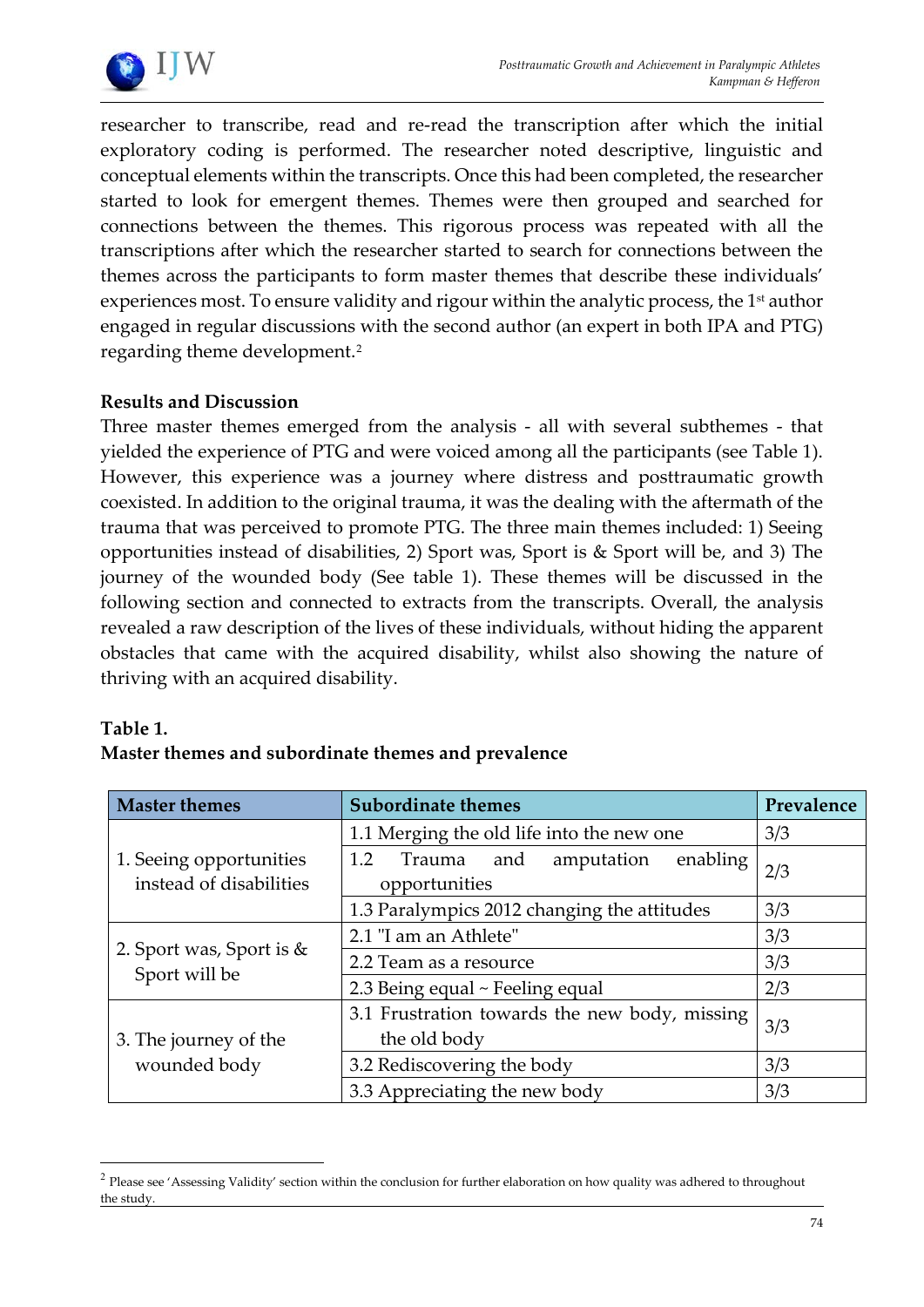researcher to transcribe, read and re-read the transcription after which the initial exploratory coding is performed. The researcher noted descriptive, linguistic and conceptual elements within the transcripts. Once this had been completed, the researcher started to look for emergent themes. Themes were then grouped and searched for connections between the themes. This rigorous process was repeated with all the transcriptions after which the researcher started to search for connections between the themes across the participants to form master themes that describe these individuals' experiences most. To ensure validity and rigour within the analytic process, the 1st author engaged in regular discussions with the second author (an expert in both IPA and PTG) regarding theme development.[2]

**Results and Discussion**

Three master themes emerged from the analysis - all with several subthemes - that yielded the experience of PTG and were voiced among all the participants (see Table 1). However, this experience was a journey where distress and posttraumatic growth coexisted. In addition to the original trauma, it was the dealing with the aftermath of the trauma that was perceived to promote PTG. The three main themes included: 1) Seeing opportunities instead of disabilities, 2) Sport was, Sport is & Sport will be, and 3) The journey of the wounded body (See table 1). These themes will be discussed in the following section and connected to extracts from the transcripts. Overall, the analysis revealed a raw description of the lives of these individuals, without hiding the apparent obstacles that came with the acquired disability, whilst also showing the nature of thriving with an acquired disability.

**Table 1.**
**Master themes and subordinate themes and prevalence**

| Master themes | Subordinate themes | Prevalence |
|---|---|---|
| 1. Seeing opportunities instead of disabilities | 1.1 Merging the old life into the new one | 3/3 |
| | 1.2 Trauma and amputation enabling opportunities | 2/3 |
| | 1.3 Paralympics 2012 changing the attitudes | 3/3 |
| 2. Sport was, Sport is & Sport will be | 2.1 "I am an Athlete" | 3/3 |
| | 2.2 Team as a resource | 3/3 |
| | 2.3 Being equal ~ Feeling equal | 2/3 |
| 3. The journey of the wounded body | 3.1 Frustration towards the new body, missing the old body | 3/3 |
| | 3.2 Rediscovering the body | 3/3 |
| | 3.3 Appreciating the new body | 3/3 |

[2] Please see 'Assessing Validity' section within the conclusion for further elaboration on how quality was adhered to throughout the study.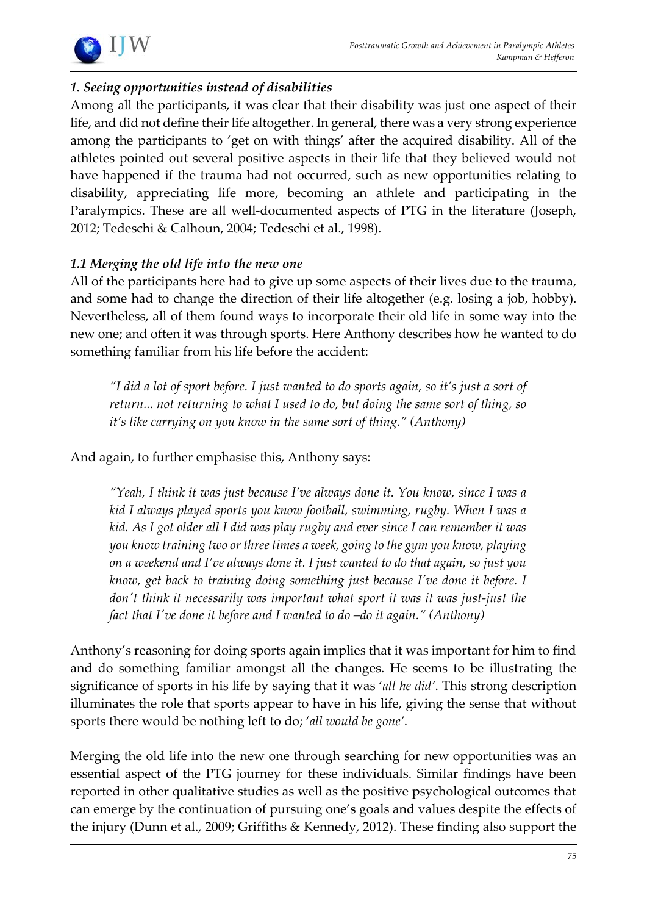### *1. Seeing opportunities instead of disabilities*

Among all the participants, it was clear that their disability was just one aspect of their life, and did not define their life altogether. In general, there was a very strong experience among the participants to 'get on with things' after the acquired disability. All of the athletes pointed out several positive aspects in their life that they believed would not have happened if the trauma had not occurred, such as new opportunities relating to disability, appreciating life more, becoming an athlete and participating in the Paralympics. These are all well-documented aspects of PTG in the literature (Joseph, 2012; Tedeschi & Calhoun, 2004; Tedeschi et al., 1998).

### *1.1 Merging the old life into the new one*

All of the participants here had to give up some aspects of their lives due to the trauma, and some had to change the direction of their life altogether (e.g. losing a job, hobby). Nevertheless, all of them found ways to incorporate their old life in some way into the new one; and often it was through sports. Here Anthony describes how he wanted to do something familiar from his life before the accident:

> *"I did a lot of sport before. I just wanted to do sports again, so it's just a sort of return... not returning to what I used to do, but doing the same sort of thing, so it's like carrying on you know in the same sort of thing." (Anthony)*

And again, to further emphasise this, Anthony says:

> *"Yeah, I think it was just because I've always done it. You know, since I was a kid I always played sports you know football, swimming, rugby. When I was a kid. As I got older all I did was play rugby and ever since I can remember it was you know training two or three times a week, going to the gym you know, playing on a weekend and I've always done it. I just wanted to do that again, so just you know, get back to training doing something just because I've done it before. I don't think it necessarily was important what sport it was it was just-just the fact that I've done it before and I wanted to do –do it again." (Anthony)*

Anthony's reasoning for doing sports again implies that it was important for him to find and do something familiar amongst all the changes. He seems to be illustrating the significance of sports in his life by saying that it was '*all he did*'. This strong description illuminates the role that sports appear to have in his life, giving the sense that without sports there would be nothing left to do; '*all would be gone*'.

Merging the old life into the new one through searching for new opportunities was an essential aspect of the PTG journey for these individuals. Similar findings have been reported in other qualitative studies as well as the positive psychological outcomes that can emerge by the continuation of pursuing one's goals and values despite the effects of the injury (Dunn et al., 2009; Griffiths & Kennedy, 2012). These finding also support the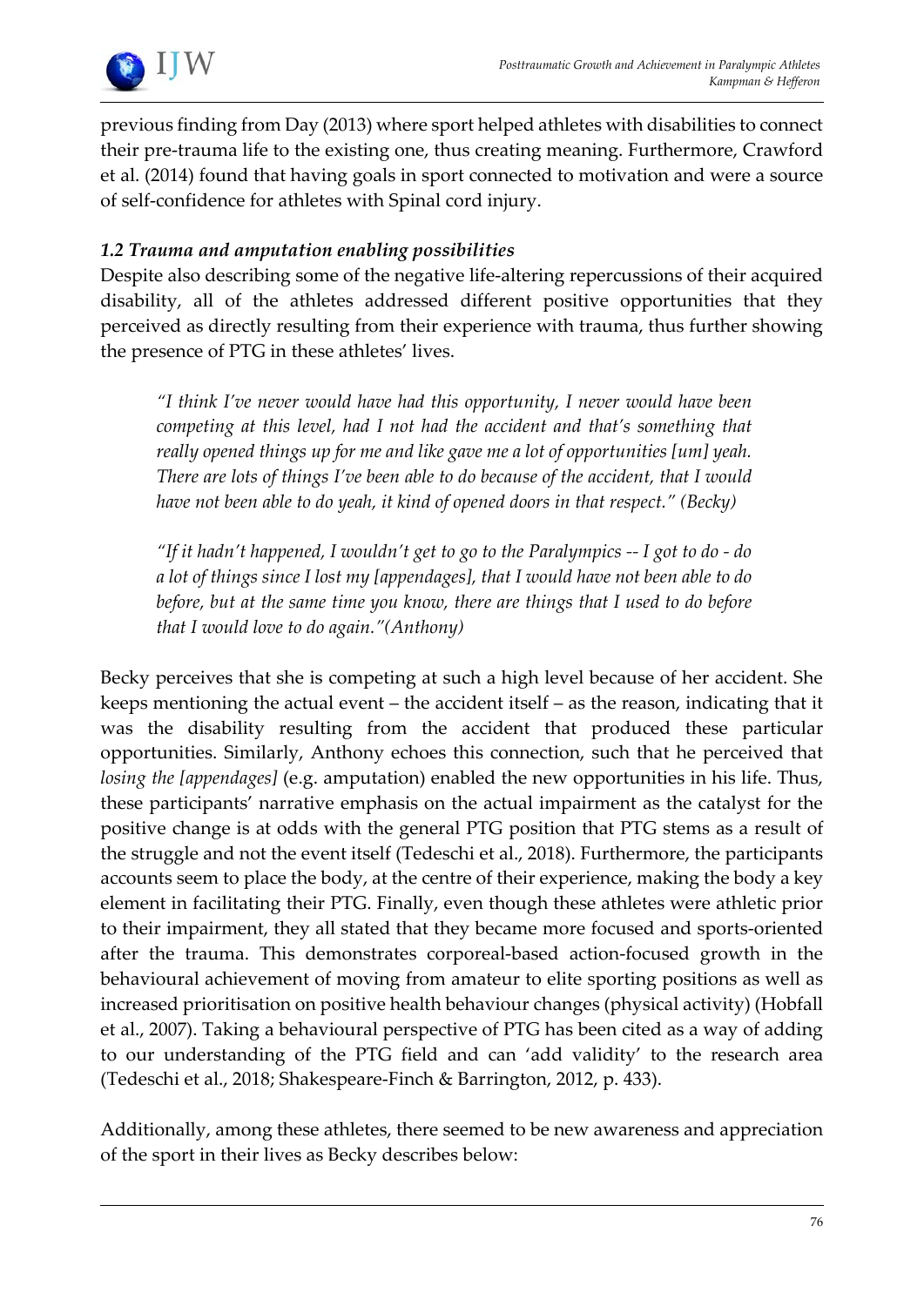previous finding from Day (2013) where sport helped athletes with disabilities to connect their pre-trauma life to the existing one, thus creating meaning. Furthermore, Crawford et al. (2014) found that having goals in sport connected to motivation and were a source of self-confidence for athletes with Spinal cord injury.

### *1.2 Trauma and amputation enabling possibilities*

Despite also describing some of the negative life-altering repercussions of their acquired disability, all of the athletes addressed different positive opportunities that they perceived as directly resulting from their experience with trauma, thus further showing the presence of PTG in these athletes' lives.

> *"I think I've never would have had this opportunity, I never would have been competing at this level, had I not had the accident and that's something that really opened things up for me and like gave me a lot of opportunities [um] yeah. There are lots of things I've been able to do because of the accident, that I would have not been able to do yeah, it kind of opened doors in that respect." (Becky)*

> *"If it hadn't happened, I wouldn't get to go to the Paralympics -- I got to do - do a lot of things since I lost my [appendages], that I would have not been able to do before, but at the same time you know, there are things that I used to do before that I would love to do again."(Anthony)*

Becky perceives that she is competing at such a high level because of her accident. She keeps mentioning the actual event – the accident itself – as the reason, indicating that it was the disability resulting from the accident that produced these particular opportunities. Similarly, Anthony echoes this connection, such that he perceived that *losing the [appendages]* (e.g. amputation) enabled the new opportunities in his life. Thus, these participants' narrative emphasis on the actual impairment as the catalyst for the positive change is at odds with the general PTG position that PTG stems as a result of the struggle and not the event itself (Tedeschi et al., 2018). Furthermore, the participants accounts seem to place the body, at the centre of their experience, making the body a key element in facilitating their PTG. Finally, even though these athletes were athletic prior to their impairment, they all stated that they became more focused and sports-oriented after the trauma. This demonstrates corporeal-based action-focused growth in the behavioural achievement of moving from amateur to elite sporting positions as well as increased prioritisation on positive health behaviour changes (physical activity) (Hobfall et al., 2007). Taking a behavioural perspective of PTG has been cited as a way of adding to our understanding of the PTG field and can 'add validity' to the research area (Tedeschi et al., 2018; Shakespeare-Finch & Barrington, 2012, p. 433).

Additionally, among these athletes, there seemed to be new awareness and appreciation of the sport in their lives as Becky describes below: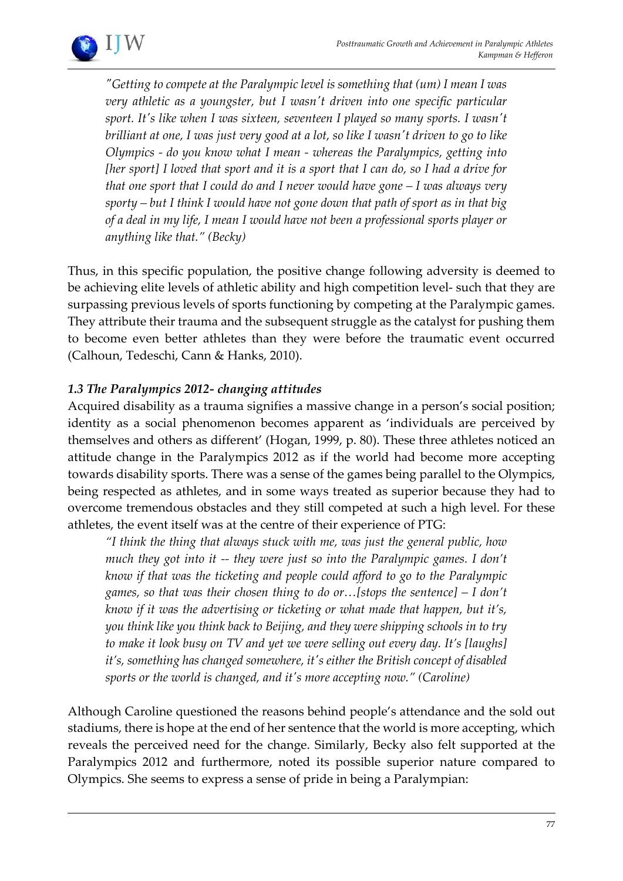*"Getting to compete at the Paralympic level is something that (um) I mean I was very athletic as a youngster, but I wasn't driven into one specific particular sport. It's like when I was sixteen, seventeen I played so many sports. I wasn't brilliant at one, I was just very good at a lot, so like I wasn't driven to go to like Olympics - do you know what I mean - whereas the Paralympics, getting into [her sport] I loved that sport and it is a sport that I can do, so I had a drive for that one sport that I could do and I never would have gone – I was always very sporty – but I think I would have not gone down that path of sport as in that big of a deal in my life, I mean I would have not been a professional sports player or anything like that." (Becky)*

Thus, in this specific population, the positive change following adversity is deemed to be achieving elite levels of athletic ability and high competition level- such that they are surpassing previous levels of sports functioning by competing at the Paralympic games. They attribute their trauma and the subsequent struggle as the catalyst for pushing them to become even better athletes than they were before the traumatic event occurred (Calhoun, Tedeschi, Cann & Hanks, 2010).

### *1.3 The Paralympics 2012- changing attitudes*

Acquired disability as a trauma signifies a massive change in a person's social position; identity as a social phenomenon becomes apparent as 'individuals are perceived by themselves and others as different' (Hogan, 1999, p. 80). These three athletes noticed an attitude change in the Paralympics 2012 as if the world had become more accepting towards disability sports. There was a sense of the games being parallel to the Olympics, being respected as athletes, and in some ways treated as superior because they had to overcome tremendous obstacles and they still competed at such a high level. For these athletes, the event itself was at the centre of their experience of PTG:

*"I think the thing that always stuck with me, was just the general public, how much they got into it -- they were just so into the Paralympic games. I don't know if that was the ticketing and people could afford to go to the Paralympic games, so that was their chosen thing to do or…[stops the sentence] – I don't know if it was the advertising or ticketing or what made that happen, but it's, you think like you think back to Beijing, and they were shipping schools in to try to make it look busy on TV and yet we were selling out every day. It's [laughs] it's, something has changed somewhere, it's either the British concept of disabled sports or the world is changed, and it's more accepting now." (Caroline)*

Although Caroline questioned the reasons behind people's attendance and the sold out stadiums, there is hope at the end of her sentence that the world is more accepting, which reveals the perceived need for the change. Similarly, Becky also felt supported at the Paralympics 2012 and furthermore, noted its possible superior nature compared to Olympics. She seems to express a sense of pride in being a Paralympian: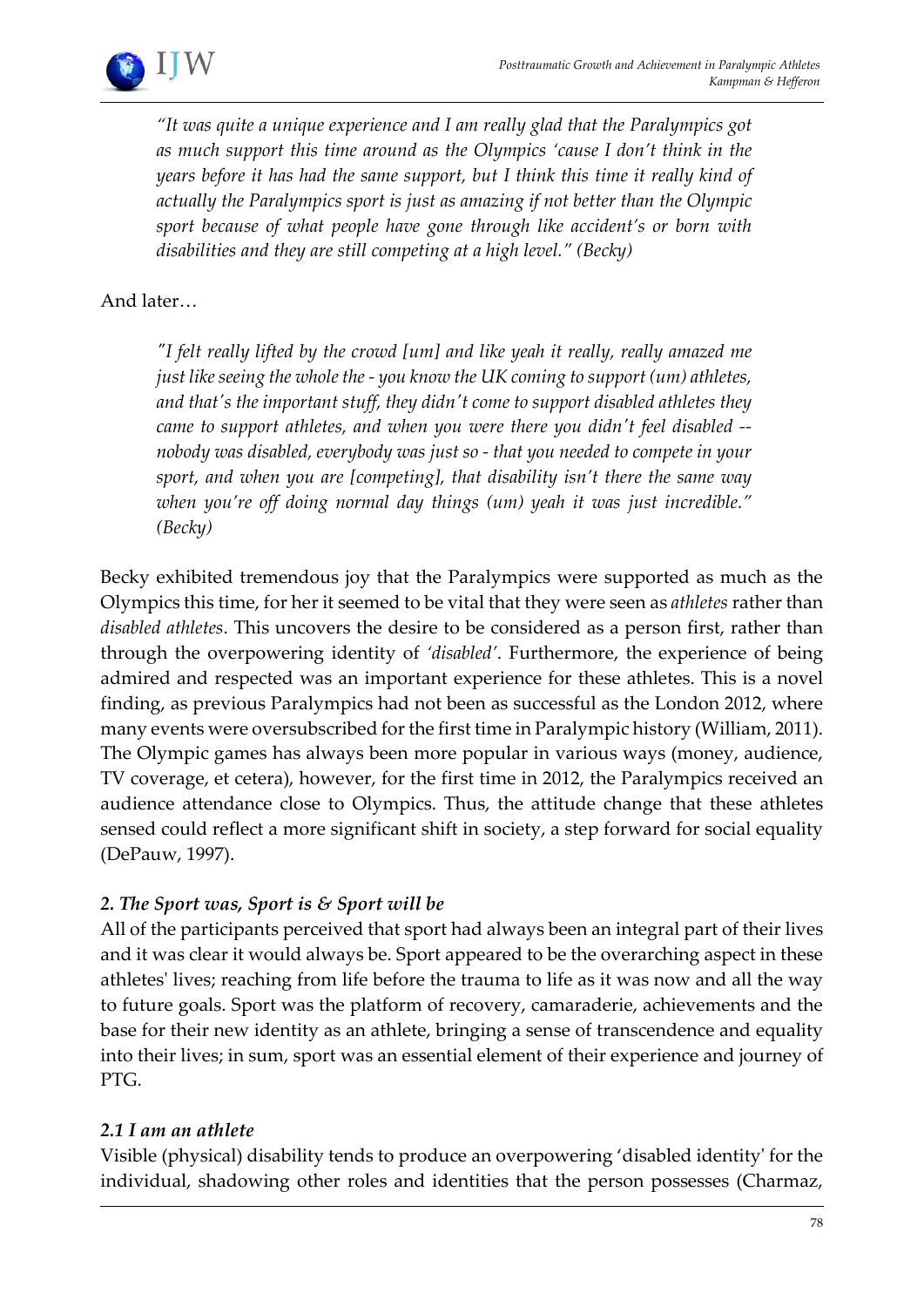> *"It was quite a unique experience and I am really glad that the Paralympics got as much support this time around as the Olympics 'cause I don't think in the years before it has had the same support, but I think this time it really kind of actually the Paralympics sport is just as amazing if not better than the Olympic sport because of what people have gone through like accident's or born with disabilities and they are still competing at a high level." (Becky)*

And later…

> *"I felt really lifted by the crowd [um] and like yeah it really, really amazed me just like seeing the whole the - you know the UK coming to support (um) athletes, and that's the important stuff, they didn't come to support disabled athletes they came to support athletes, and when you were there you didn't feel disabled -- nobody was disabled, everybody was just so - that you needed to compete in your sport, and when you are [competing], that disability isn't there the same way when you're off doing normal day things (um) yeah it was just incredible." (Becky)*

Becky exhibited tremendous joy that the Paralympics were supported as much as the Olympics this time, for her it seemed to be vital that they were seen as *athletes* rather than *disabled athletes*. This uncovers the desire to be considered as a person first, rather than through the overpowering identity of *'disabled'*. Furthermore, the experience of being admired and respected was an important experience for these athletes. This is a novel finding, as previous Paralympics had not been as successful as the London 2012, where many events were oversubscribed for the first time in Paralympic history (William, 2011). The Olympic games has always been more popular in various ways (money, audience, TV coverage, et cetera), however, for the first time in 2012, the Paralympics received an audience attendance close to Olympics. Thus, the attitude change that these athletes sensed could reflect a more significant shift in society, a step forward for social equality (DePauw, 1997).

### *2. The Sport was, Sport is & Sport will be*

All of the participants perceived that sport had always been an integral part of their lives and it was clear it would always be. Sport appeared to be the overarching aspect in these athletes' lives; reaching from life before the trauma to life as it was now and all the way to future goals. Sport was the platform of recovery, camaraderie, achievements and the base for their new identity as an athlete, bringing a sense of transcendence and equality into their lives; in sum, sport was an essential element of their experience and journey of PTG.

#### *2.1 I am an athlete*

Visible (physical) disability tends to produce an overpowering 'disabled identity' for the individual, shadowing other roles and identities that the person possesses (Charmaz,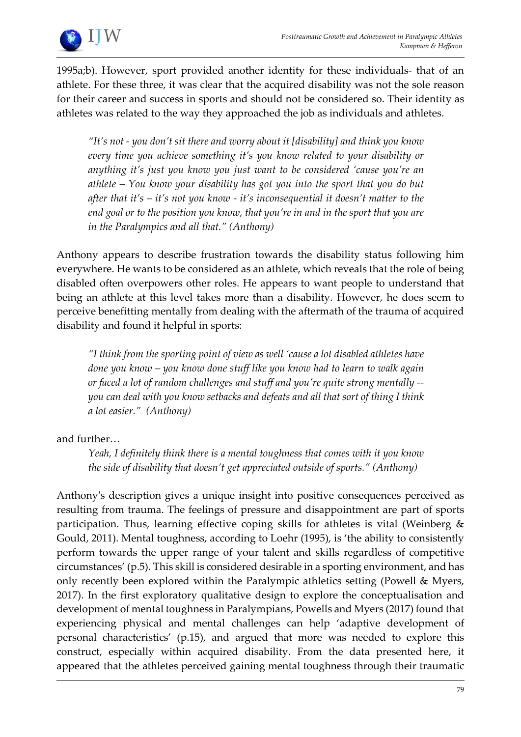1995a;b). However, sport provided another identity for these individuals- that of an athlete. For these three, it was clear that the acquired disability was not the sole reason for their career and success in sports and should not be considered so. Their identity as athletes was related to the way they approached the job as individuals and athletes.

> *"It's not - you don't sit there and worry about it [disability] and think you know every time you achieve something it's you know related to your disability or anything it's just you know you just want to be considered 'cause you're an athlete – You know your disability has got you into the sport that you do but after that it's – it's not you know - it's inconsequential it doesn't matter to the end goal or to the position you know, that you're in and in the sport that you are in the Paralympics and all that." (Anthony)*

Anthony appears to describe frustration towards the disability status following him everywhere. He wants to be considered as an athlete, which reveals that the role of being disabled often overpowers other roles. He appears to want people to understand that being an athlete at this level takes more than a disability. However, he does seem to perceive benefitting mentally from dealing with the aftermath of the trauma of acquired disability and found it helpful in sports:

> *"I think from the sporting point of view as well 'cause a lot disabled athletes have done you know – you know done stuff like you know had to learn to walk again or faced a lot of random challenges and stuff and you're quite strong mentally -- you can deal with you know setbacks and defeats and all that sort of thing I think a lot easier." (Anthony)*

and further…

> *Yeah, I definitely think there is a mental toughness that comes with it you know the side of disability that doesn't get appreciated outside of sports." (Anthony)*

Anthony's description gives a unique insight into positive consequences perceived as resulting from trauma. The feelings of pressure and disappointment are part of sports participation. Thus, learning effective coping skills for athletes is vital (Weinberg & Gould, 2011). Mental toughness, according to Loehr (1995), is 'the ability to consistently perform towards the upper range of your talent and skills regardless of competitive circumstances' (p.5). This skill is considered desirable in a sporting environment, and has only recently been explored within the Paralympic athletics setting (Powell & Myers, 2017). In the first exploratory qualitative design to explore the conceptualisation and development of mental toughness in Paralympians, Powells and Myers (2017) found that experiencing physical and mental challenges can help 'adaptive development of personal characteristics' (p.15), and argued that more was needed to explore this construct, especially within acquired disability. From the data presented here, it appeared that the athletes perceived gaining mental toughness through their traumatic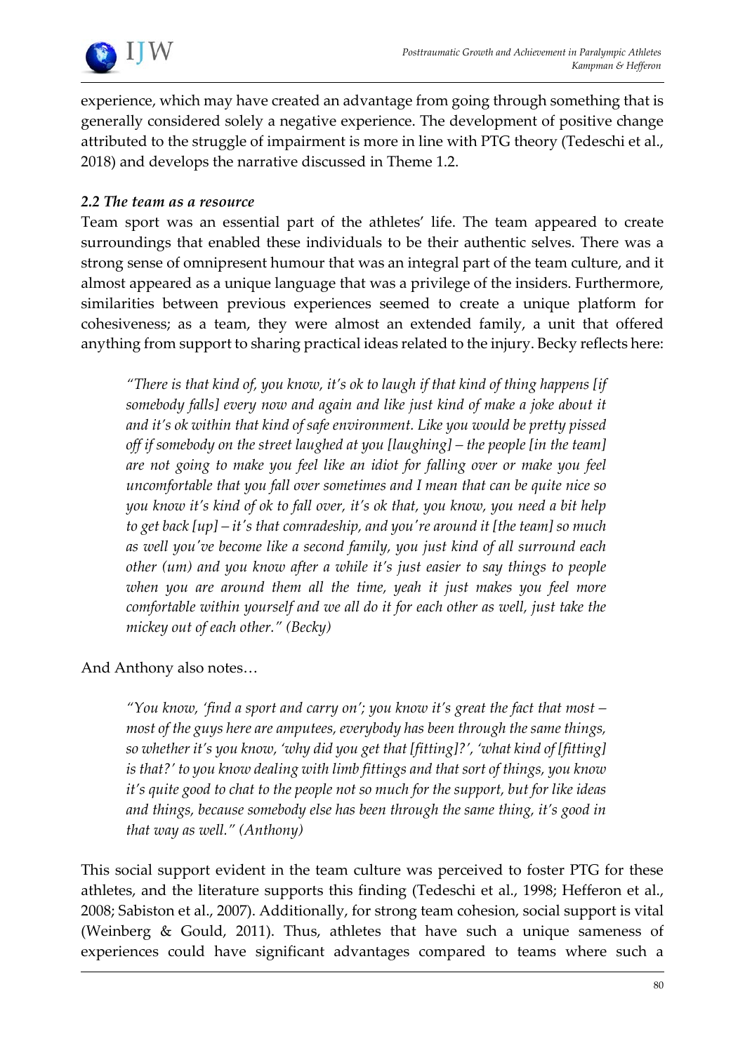experience, which may have created an advantage from going through something that is generally considered solely a negative experience. The development of positive change attributed to the struggle of impairment is more in line with PTG theory (Tedeschi et al., 2018) and develops the narrative discussed in Theme 1.2.

### *2.2 The team as a resource*

Team sport was an essential part of the athletes' life. The team appeared to create surroundings that enabled these individuals to be their authentic selves. There was a strong sense of omnipresent humour that was an integral part of the team culture, and it almost appeared as a unique language that was a privilege of the insiders. Furthermore, similarities between previous experiences seemed to create a unique platform for cohesiveness; as a team, they were almost an extended family, a unit that offered anything from support to sharing practical ideas related to the injury. Becky reflects here:

> *"There is that kind of, you know, it's ok to laugh if that kind of thing happens [if somebody falls] every now and again and like just kind of make a joke about it and it's ok within that kind of safe environment. Like you would be pretty pissed off if somebody on the street laughed at you [laughing] – the people [in the team] are not going to make you feel like an idiot for falling over or make you feel uncomfortable that you fall over sometimes and I mean that can be quite nice so you know it's kind of ok to fall over, it's ok that, you know, you need a bit help to get back [up] – it's that comradeship, and you're around it [the team] so much as well you've become like a second family, you just kind of all surround each other (um) and you know after a while it's just easier to say things to people when you are around them all the time, yeah it just makes you feel more comfortable within yourself and we all do it for each other as well, just take the mickey out of each other." (Becky)*

And Anthony also notes…

> *"You know, 'find a sport and carry on'; you know it's great the fact that most – most of the guys here are amputees, everybody has been through the same things, so whether it's you know, 'why did you get that [fitting]?', 'what kind of [fitting] is that?' to you know dealing with limb fittings and that sort of things, you know it's quite good to chat to the people not so much for the support, but for like ideas and things, because somebody else has been through the same thing, it's good in that way as well." (Anthony)*

This social support evident in the team culture was perceived to foster PTG for these athletes, and the literature supports this finding (Tedeschi et al., 1998; Hefferon et al., 2008; Sabiston et al., 2007). Additionally, for strong team cohesion, social support is vital (Weinberg & Gould, 2011). Thus, athletes that have such a unique sameness of experiences could have significant advantages compared to teams where such a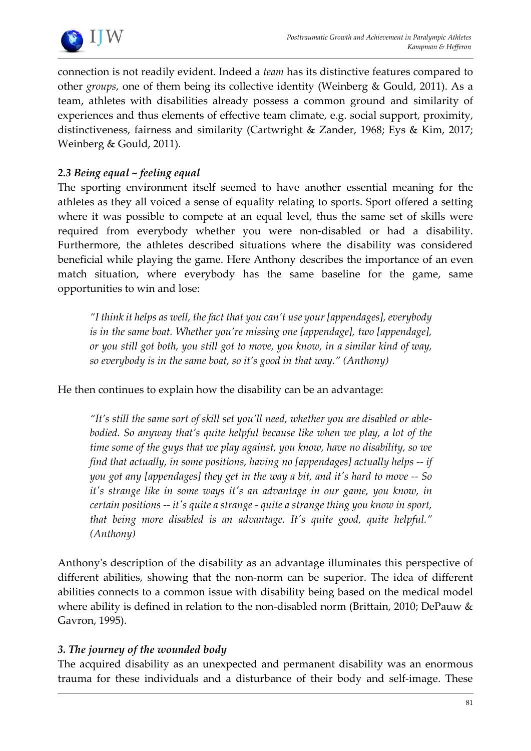connection is not readily evident. Indeed a *team* has its distinctive features compared to other *groups*, one of them being its collective identity (Weinberg & Gould, 2011). As a team, athletes with disabilities already possess a common ground and similarity of experiences and thus elements of effective team climate, e.g. social support, proximity, distinctiveness, fairness and similarity (Cartwright & Zander, 1968; Eys & Kim, 2017; Weinberg & Gould, 2011).

### *2.3 Being equal ~ feeling equal*

The sporting environment itself seemed to have another essential meaning for the athletes as they all voiced a sense of equality relating to sports. Sport offered a setting where it was possible to compete at an equal level, thus the same set of skills were required from everybody whether you were non-disabled or had a disability. Furthermore, the athletes described situations where the disability was considered beneficial while playing the game. Here Anthony describes the importance of an even match situation, where everybody has the same baseline for the game, same opportunities to win and lose:

> *"I think it helps as well, the fact that you can't use your [appendages], everybody is in the same boat. Whether you're missing one [appendage], two [appendage], or you still got both, you still got to move, you know, in a similar kind of way, so everybody is in the same boat, so it's good in that way." (Anthony)*

He then continues to explain how the disability can be an advantage:

> *"It's still the same sort of skill set you'll need, whether you are disabled or able-bodied. So anyway that's quite helpful because like when we play, a lot of the time some of the guys that we play against, you know, have no disability, so we find that actually, in some positions, having no [appendages] actually helps -- if you got any [appendages] they get in the way a bit, and it's hard to move -- So it's strange like in some ways it's an advantage in our game, you know, in certain positions -- it's quite a strange - quite a strange thing you know in sport, that being more disabled is an advantage. It's quite good, quite helpful." (Anthony)*

Anthony's description of the disability as an advantage illuminates this perspective of different abilities, showing that the non-norm can be superior. The idea of different abilities connects to a common issue with disability being based on the medical model where ability is defined in relation to the non-disabled norm (Brittain, 2010; DePauw & Gavron, 1995).

### *3. The journey of the wounded body*

The acquired disability as an unexpected and permanent disability was an enormous trauma for these individuals and a disturbance of their body and self-image. These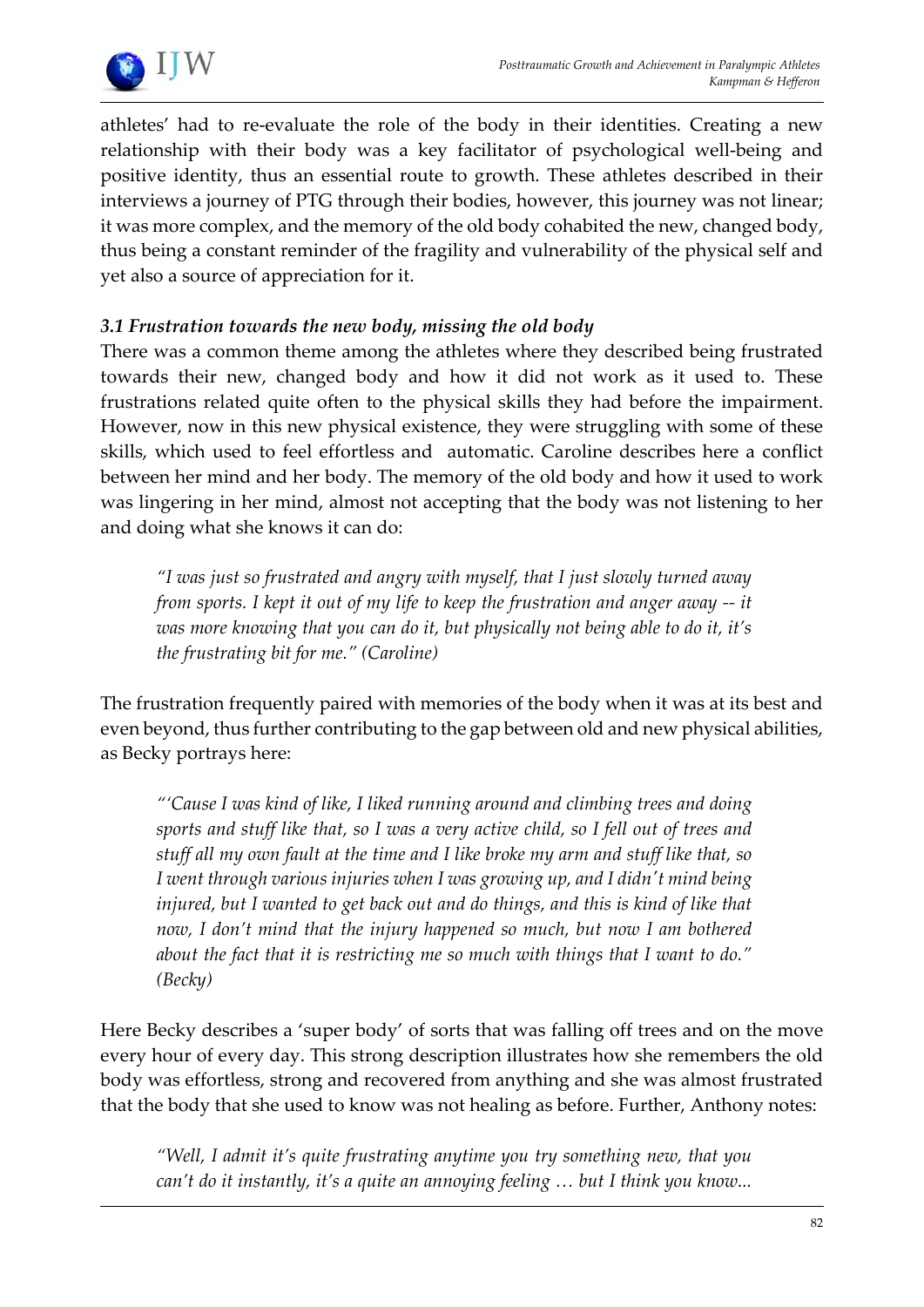athletes' had to re-evaluate the role of the body in their identities. Creating a new relationship with their body was a key facilitator of psychological well-being and positive identity, thus an essential route to growth. These athletes described in their interviews a journey of PTG through their bodies, however, this journey was not linear; it was more complex, and the memory of the old body cohabited the new, changed body, thus being a constant reminder of the fragility and vulnerability of the physical self and yet also a source of appreciation for it.

### *3.1 Frustration towards the new body, missing the old body*

There was a common theme among the athletes where they described being frustrated towards their new, changed body and how it did not work as it used to. These frustrations related quite often to the physical skills they had before the impairment. However, now in this new physical existence, they were struggling with some of these skills, which used to feel effortless and automatic. Caroline describes here a conflict between her mind and her body. The memory of the old body and how it used to work was lingering in her mind, almost not accepting that the body was not listening to her and doing what she knows it can do:

> *"I was just so frustrated and angry with myself, that I just slowly turned away from sports. I kept it out of my life to keep the frustration and anger away -- it was more knowing that you can do it, but physically not being able to do it, it's the frustrating bit for me." (Caroline)*

The frustration frequently paired with memories of the body when it was at its best and even beyond, thus further contributing to the gap between old and new physical abilities, as Becky portrays here:

> *"'Cause I was kind of like, I liked running around and climbing trees and doing sports and stuff like that, so I was a very active child, so I fell out of trees and stuff all my own fault at the time and I like broke my arm and stuff like that, so I went through various injuries when I was growing up, and I didn't mind being injured, but I wanted to get back out and do things, and this is kind of like that now, I don't mind that the injury happened so much, but now I am bothered about the fact that it is restricting me so much with things that I want to do." (Becky)*

Here Becky describes a 'super body' of sorts that was falling off trees and on the move every hour of every day. This strong description illustrates how she remembers the old body was effortless, strong and recovered from anything and she was almost frustrated that the body that she used to know was not healing as before. Further, Anthony notes:

> *"Well, I admit it's quite frustrating anytime you try something new, that you can't do it instantly, it's a quite an annoying feeling … but I think you know...*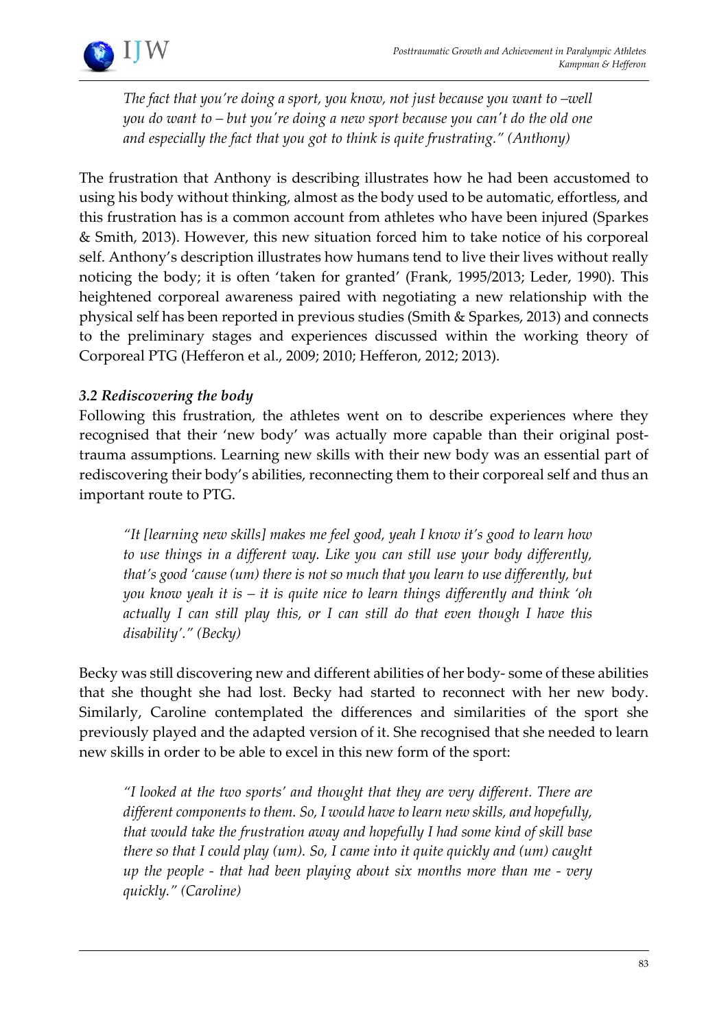> *The fact that you're doing a sport, you know, not just because you want to –well you do want to – but you're doing a new sport because you can't do the old one and especially the fact that you got to think is quite frustrating." (Anthony)*

The frustration that Anthony is describing illustrates how he had been accustomed to using his body without thinking, almost as the body used to be automatic, effortless, and this frustration has is a common account from athletes who have been injured (Sparkes & Smith, 2013). However, this new situation forced him to take notice of his corporeal self. Anthony's description illustrates how humans tend to live their lives without really noticing the body; it is often 'taken for granted' (Frank, 1995/2013; Leder, 1990). This heightened corporeal awareness paired with negotiating a new relationship with the physical self has been reported in previous studies (Smith & Sparkes, 2013) and connects to the preliminary stages and experiences discussed within the working theory of Corporeal PTG (Hefferon et al., 2009; 2010; Hefferon, 2012; 2013).

### *3.2 Rediscovering the body*

Following this frustration, the athletes went on to describe experiences where they recognised that their 'new body' was actually more capable than their original post-trauma assumptions. Learning new skills with their new body was an essential part of rediscovering their body's abilities, reconnecting them to their corporeal self and thus an important route to PTG.

> *"It [learning new skills] makes me feel good, yeah I know it's good to learn how to use things in a different way. Like you can still use your body differently, that's good 'cause (um) there is not so much that you learn to use differently, but you know yeah it is – it is quite nice to learn things differently and think 'oh actually I can still play this, or I can still do that even though I have this disability'." (Becky)*

Becky was still discovering new and different abilities of her body- some of these abilities that she thought she had lost. Becky had started to reconnect with her new body. Similarly, Caroline contemplated the differences and similarities of the sport she previously played and the adapted version of it. She recognised that she needed to learn new skills in order to be able to excel in this new form of the sport:

> *"I looked at the two sports' and thought that they are very different. There are different components to them. So, I would have to learn new skills, and hopefully, that would take the frustration away and hopefully I had some kind of skill base there so that I could play (um). So, I came into it quite quickly and (um) caught up the people - that had been playing about six months more than me - very quickly." (Caroline)*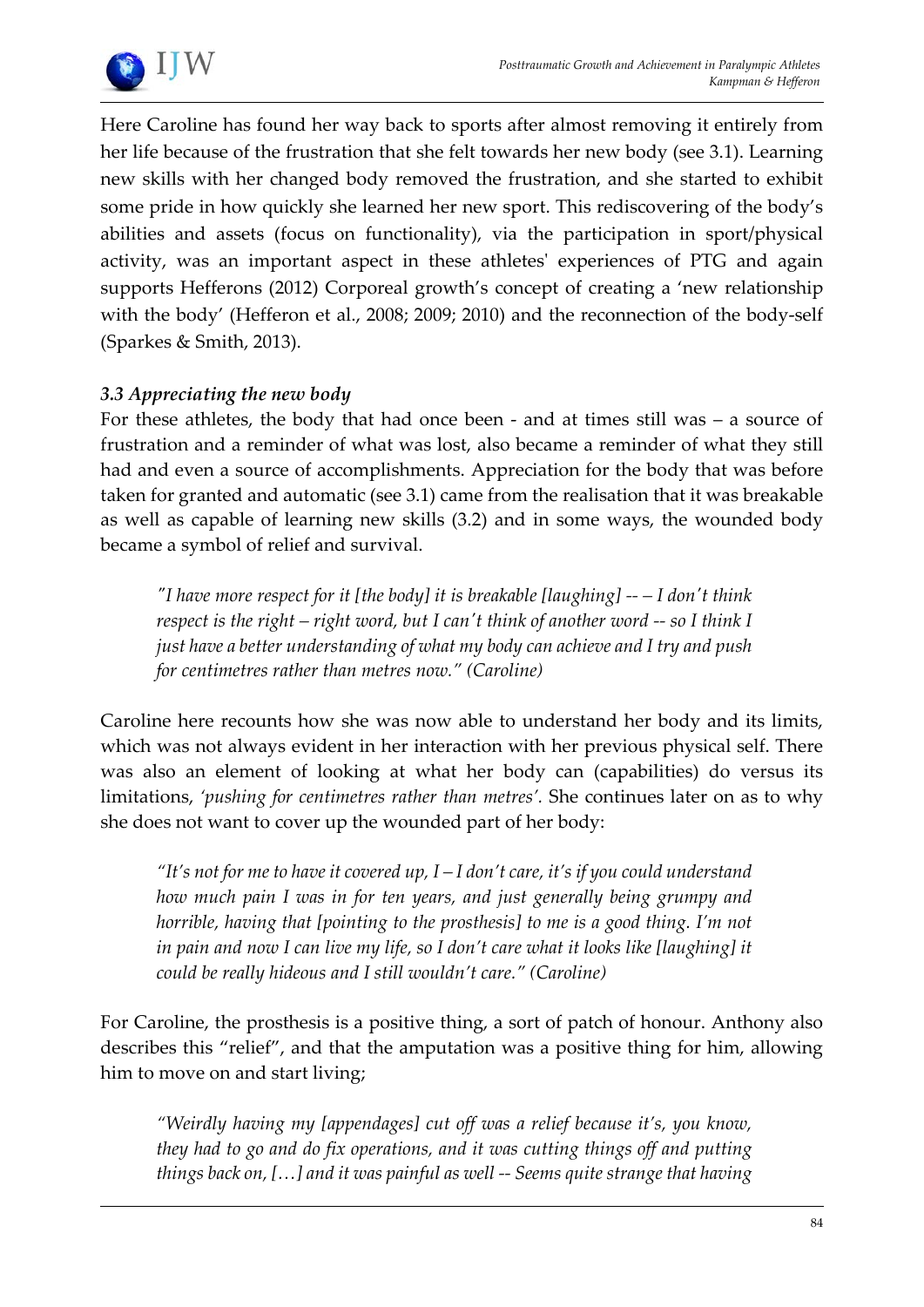Here Caroline has found her way back to sports after almost removing it entirely from her life because of the frustration that she felt towards her new body (see 3.1). Learning new skills with her changed body removed the frustration, and she started to exhibit some pride in how quickly she learned her new sport. This rediscovering of the body's abilities and assets (focus on functionality), via the participation in sport/physical activity, was an important aspect in these athletes' experiences of PTG and again supports Hefferons (2012) Corporeal growth's concept of creating a 'new relationship with the body' (Hefferon et al., 2008; 2009; 2010) and the reconnection of the body-self (Sparkes & Smith, 2013).

### *3.3 Appreciating the new body*

For these athletes, the body that had once been - and at times still was – a source of frustration and a reminder of what was lost, also became a reminder of what they still had and even a source of accomplishments. Appreciation for the body that was before taken for granted and automatic (see 3.1) came from the realisation that it was breakable as well as capable of learning new skills (3.2) and in some ways, the wounded body became a symbol of relief and survival.

> *"I have more respect for it [the body] it is breakable [laughing] -- – I don't think respect is the right – right word, but I can't think of another word -- so I think I just have a better understanding of what my body can achieve and I try and push for centimetres rather than metres now." (Caroline)*

Caroline here recounts how she was now able to understand her body and its limits, which was not always evident in her interaction with her previous physical self. There was also an element of looking at what her body can (capabilities) do versus its limitations, *'pushing for centimetres rather than metres'.* She continues later on as to why she does not want to cover up the wounded part of her body:

> *"It's not for me to have it covered up, I – I don't care, it's if you could understand how much pain I was in for ten years, and just generally being grumpy and horrible, having that [pointing to the prosthesis] to me is a good thing. I'm not in pain and now I can live my life, so I don't care what it looks like [laughing] it could be really hideous and I still wouldn't care." (Caroline)*

For Caroline, the prosthesis is a positive thing, a sort of patch of honour. Anthony also describes this "relief", and that the amputation was a positive thing for him, allowing him to move on and start living;

> *"Weirdly having my [appendages] cut off was a relief because it's, you know, they had to go and do fix operations, and it was cutting things off and putting things back on, […] and it was painful as well -- Seems quite strange that having*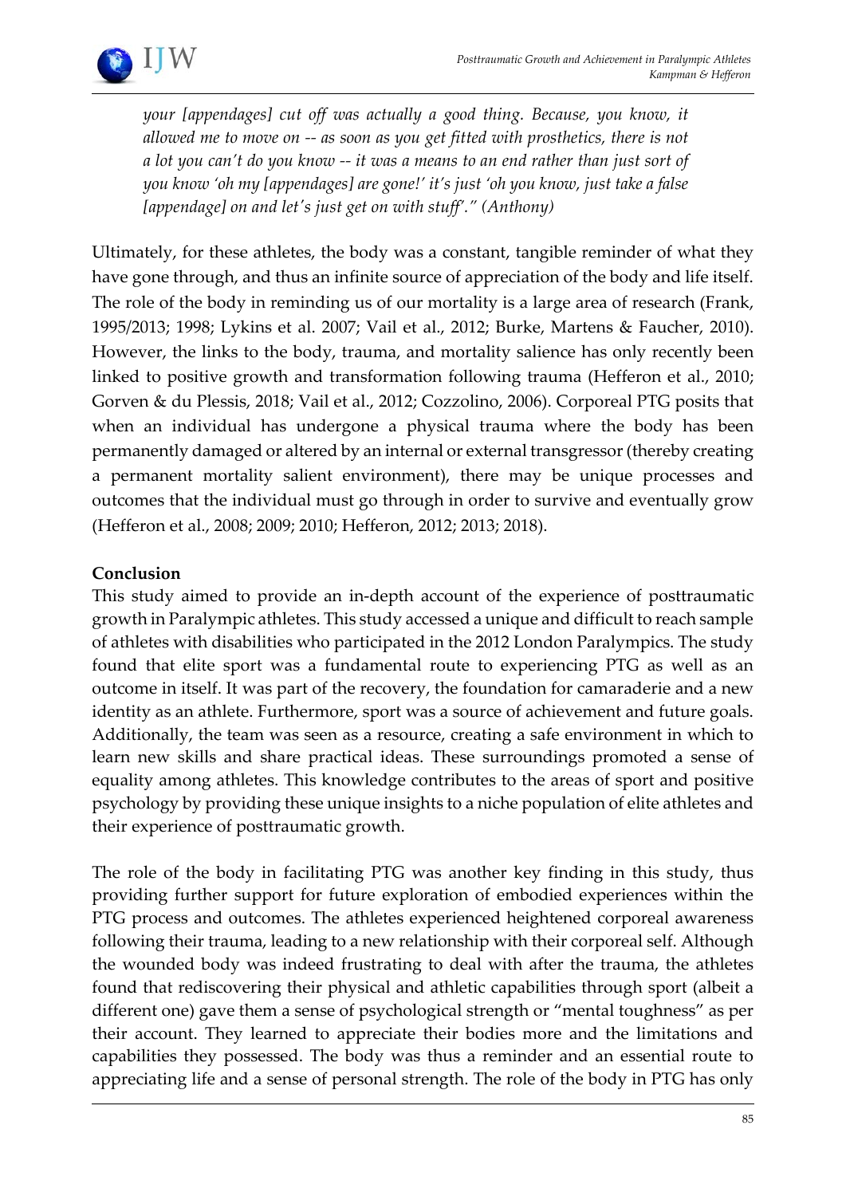*your [appendages] cut off was actually a good thing. Because, you know, it allowed me to move on -- as soon as you get fitted with prosthetics, there is not a lot you can't do you know -- it was a means to an end rather than just sort of you know 'oh my [appendages] are gone!' it's just 'oh you know, just take a false [appendage] on and let's just get on with stuff'." (Anthony)*

Ultimately, for these athletes, the body was a constant, tangible reminder of what they have gone through, and thus an infinite source of appreciation of the body and life itself. The role of the body in reminding us of our mortality is a large area of research (Frank, 1995/2013; 1998; Lykins et al. 2007; Vail et al., 2012; Burke, Martens & Faucher, 2010). However, the links to the body, trauma, and mortality salience has only recently been linked to positive growth and transformation following trauma (Hefferon et al., 2010; Gorven & du Plessis, 2018; Vail et al., 2012; Cozzolino, 2006). Corporeal PTG posits that when an individual has undergone a physical trauma where the body has been permanently damaged or altered by an internal or external transgressor (thereby creating a permanent mortality salient environment), there may be unique processes and outcomes that the individual must go through in order to survive and eventually grow (Hefferon et al., 2008; 2009; 2010; Hefferon, 2012; 2013; 2018).

## Conclusion

This study aimed to provide an in-depth account of the experience of posttraumatic growth in Paralympic athletes. This study accessed a unique and difficult to reach sample of athletes with disabilities who participated in the 2012 London Paralympics. The study found that elite sport was a fundamental route to experiencing PTG as well as an outcome in itself. It was part of the recovery, the foundation for camaraderie and a new identity as an athlete. Furthermore, sport was a source of achievement and future goals. Additionally, the team was seen as a resource, creating a safe environment in which to learn new skills and share practical ideas. These surroundings promoted a sense of equality among athletes. This knowledge contributes to the areas of sport and positive psychology by providing these unique insights to a niche population of elite athletes and their experience of posttraumatic growth.

The role of the body in facilitating PTG was another key finding in this study, thus providing further support for future exploration of embodied experiences within the PTG process and outcomes. The athletes experienced heightened corporeal awareness following their trauma, leading to a new relationship with their corporeal self. Although the wounded body was indeed frustrating to deal with after the trauma, the athletes found that rediscovering their physical and athletic capabilities through sport (albeit a different one) gave them a sense of psychological strength or "mental toughness" as per their account. They learned to appreciate their bodies more and the limitations and capabilities they possessed. The body was thus a reminder and an essential route to appreciating life and a sense of personal strength. The role of the body in PTG has only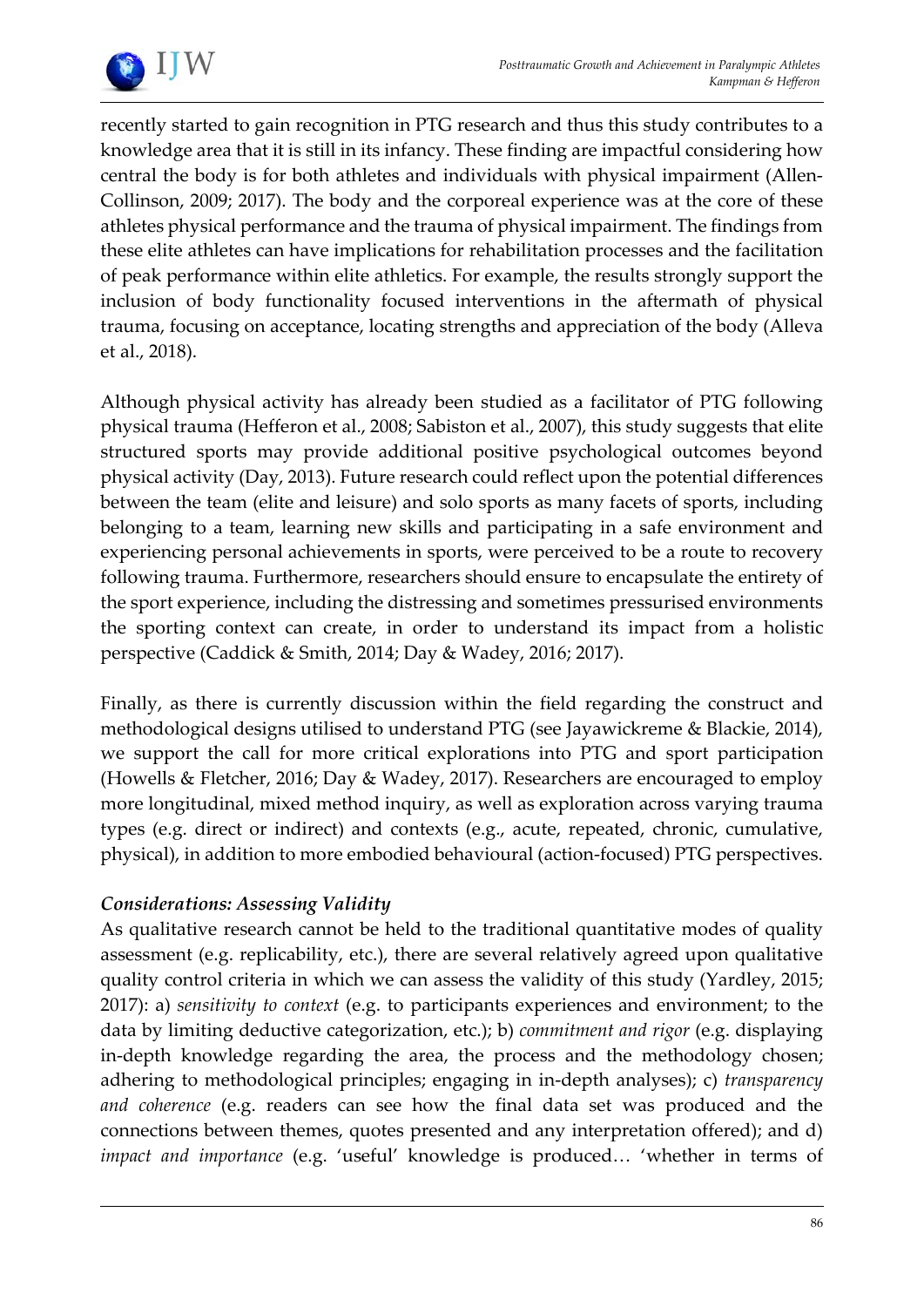recently started to gain recognition in PTG research and thus this study contributes to a knowledge area that it is still in its infancy. These finding are impactful considering how central the body is for both athletes and individuals with physical impairment (Allen-Collinson, 2009; 2017). The body and the corporeal experience was at the core of these athletes physical performance and the trauma of physical impairment. The findings from these elite athletes can have implications for rehabilitation processes and the facilitation of peak performance within elite athletics. For example, the results strongly support the inclusion of body functionality focused interventions in the aftermath of physical trauma, focusing on acceptance, locating strengths and appreciation of the body (Alleva et al., 2018).

Although physical activity has already been studied as a facilitator of PTG following physical trauma (Hefferon et al., 2008; Sabiston et al., 2007), this study suggests that elite structured sports may provide additional positive psychological outcomes beyond physical activity (Day, 2013). Future research could reflect upon the potential differences between the team (elite and leisure) and solo sports as many facets of sports, including belonging to a team, learning new skills and participating in a safe environment and experiencing personal achievements in sports, were perceived to be a route to recovery following trauma. Furthermore, researchers should ensure to encapsulate the entirety of the sport experience, including the distressing and sometimes pressurised environments the sporting context can create, in order to understand its impact from a holistic perspective (Caddick & Smith, 2014; Day & Wadey, 2016; 2017).

Finally, as there is currently discussion within the field regarding the construct and methodological designs utilised to understand PTG (see Jayawickreme & Blackie, 2014), we support the call for more critical explorations into PTG and sport participation (Howells & Fletcher, 2016; Day & Wadey, 2017). Researchers are encouraged to employ more longitudinal, mixed method inquiry, as well as exploration across varying trauma types (e.g. direct or indirect) and contexts (e.g., acute, repeated, chronic, cumulative, physical), in addition to more embodied behavioural (action-focused) PTG perspectives.

### *Considerations: Assessing Validity*

As qualitative research cannot be held to the traditional quantitative modes of quality assessment (e.g. replicability, etc.), there are several relatively agreed upon qualitative quality control criteria in which we can assess the validity of this study (Yardley, 2015; 2017): a) *sensitivity to context* (e.g. to participants experiences and environment; to the data by limiting deductive categorization, etc.); b) *commitment and rigor* (e.g. displaying in-depth knowledge regarding the area, the process and the methodology chosen; adhering to methodological principles; engaging in in-depth analyses); c) *transparency and coherence* (e.g. readers can see how the final data set was produced and the connections between themes, quotes presented and any interpretation offered); and d) *impact and importance* (e.g. 'useful' knowledge is produced… 'whether in terms of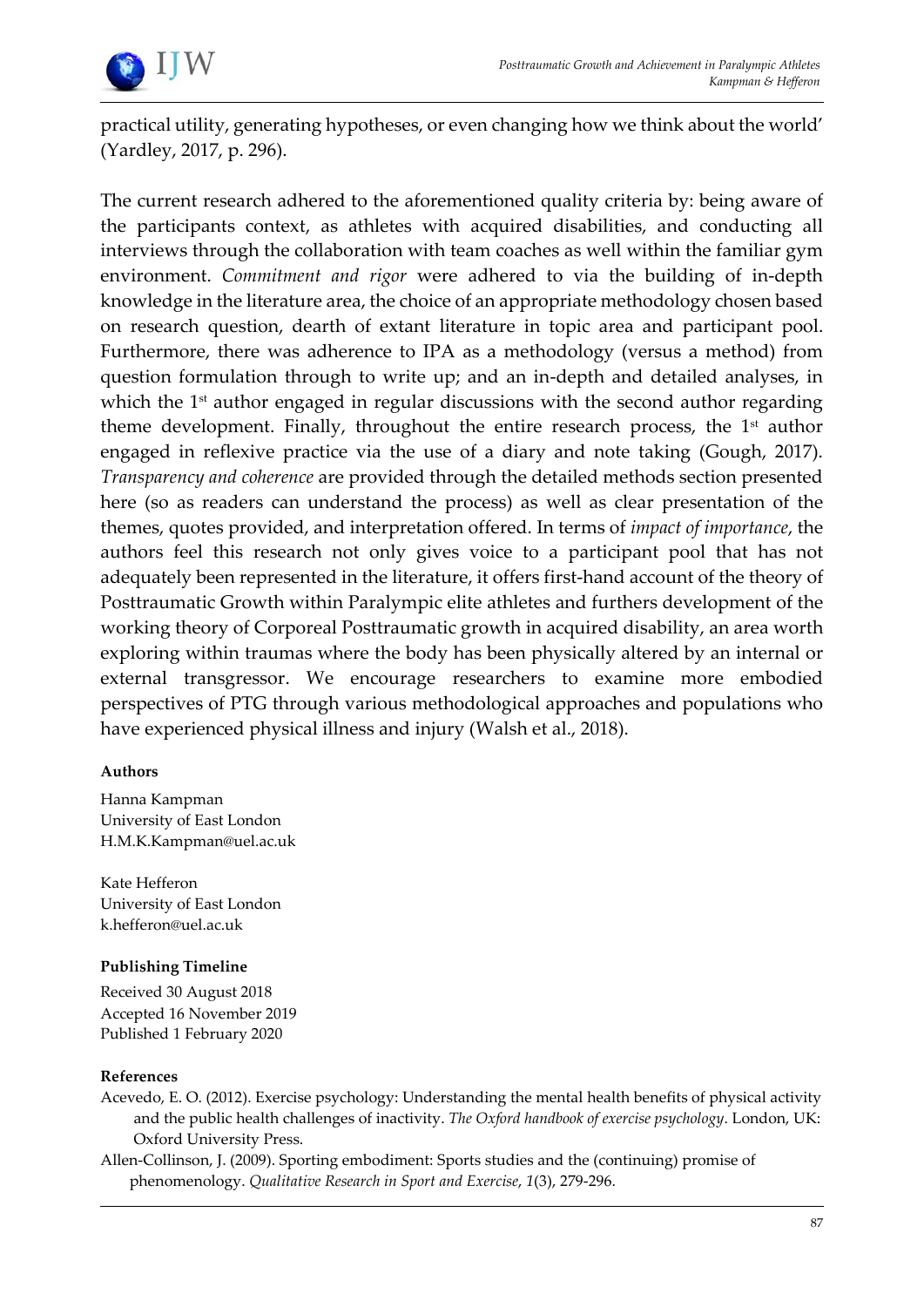practical utility, generating hypotheses, or even changing how we think about the world' (Yardley, 2017, p. 296).

The current research adhered to the aforementioned quality criteria by: being aware of the participants context, as athletes with acquired disabilities, and conducting all interviews through the collaboration with team coaches as well within the familiar gym environment. *Commitment and rigor* were adhered to via the building of in-depth knowledge in the literature area, the choice of an appropriate methodology chosen based on research question, dearth of extant literature in topic area and participant pool. Furthermore, there was adherence to IPA as a methodology (versus a method) from question formulation through to write up; and an in-depth and detailed analyses, in which the 1st author engaged in regular discussions with the second author regarding theme development. Finally, throughout the entire research process, the 1st author engaged in reflexive practice via the use of a diary and note taking (Gough, 2017). *Transparency and coherence* are provided through the detailed methods section presented here (so as readers can understand the process) as well as clear presentation of the themes, quotes provided, and interpretation offered. In terms of *impact of importance*, the authors feel this research not only gives voice to a participant pool that has not adequately been represented in the literature, it offers first-hand account of the theory of Posttraumatic Growth within Paralympic elite athletes and furthers development of the working theory of Corporeal Posttraumatic growth in acquired disability, an area worth exploring within traumas where the body has been physically altered by an internal or external transgressor. We encourage researchers to examine more embodied perspectives of PTG through various methodological approaches and populations who have experienced physical illness and injury (Walsh et al., 2018).

**Authors**

Hanna Kampman
University of East London
H.M.K.Kampman@uel.ac.uk

Kate Hefferon
University of East London
k.hefferon@uel.ac.uk

**Publishing Timeline**

Received 30 August 2018
Accepted 16 November 2019
Published 1 February 2020

**References**

Acevedo, E. O. (2012). Exercise psychology: Understanding the mental health benefits of physical activity and the public health challenges of inactivity. *The Oxford handbook of exercise psychology*. London, UK: Oxford University Press.

Allen-Collinson, J. (2009). Sporting embodiment: Sports studies and the (continuing) promise of phenomenology. *Qualitative Research in Sport and Exercise*, *1*(3), 279-296.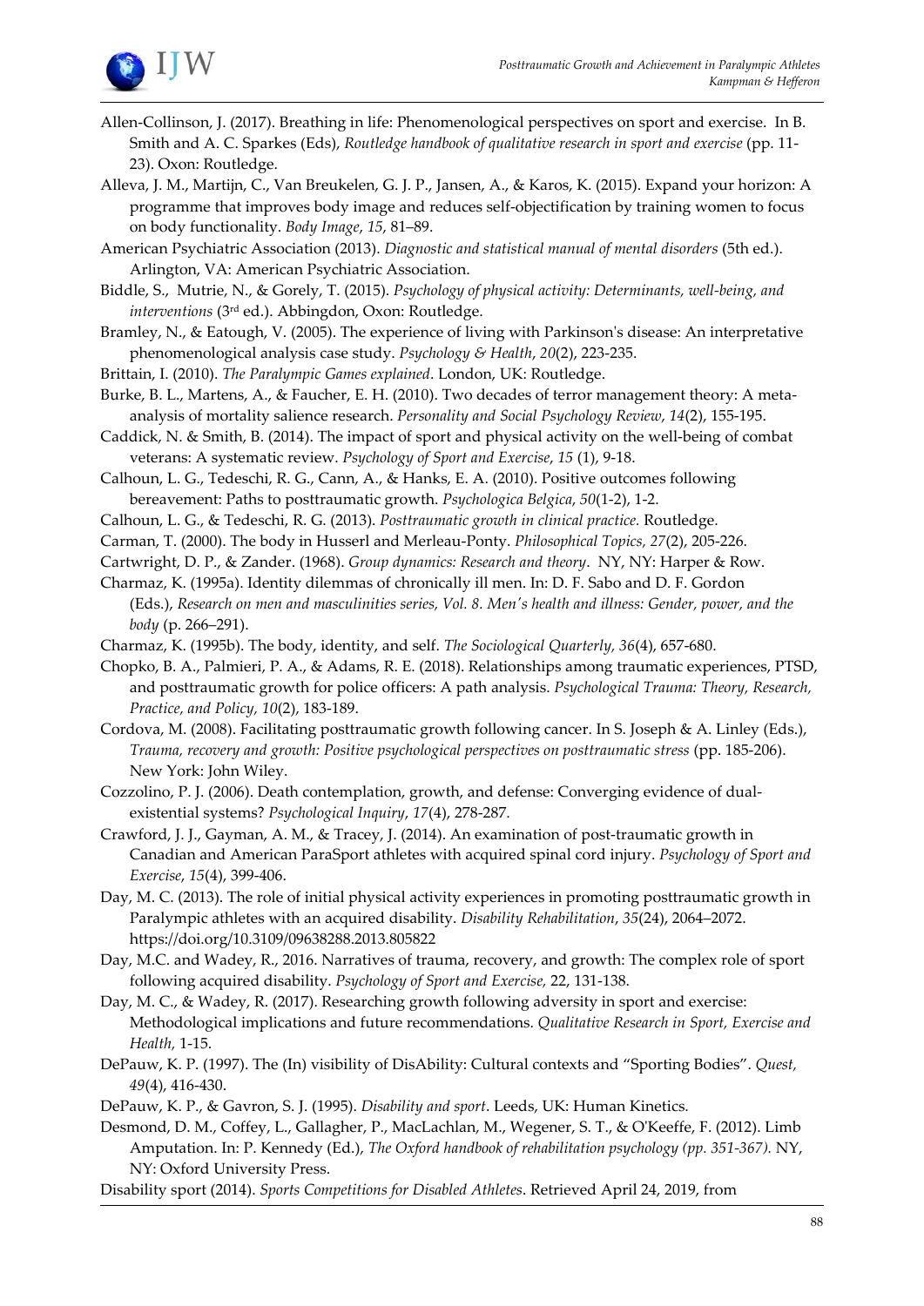Allen-Collinson, J. (2017). Breathing in life: Phenomenological perspectives on sport and exercise. In B. Smith and A. C. Sparkes (Eds), *Routledge handbook of qualitative research in sport and exercise* (pp. 11-23). Oxon: Routledge.

Alleva, J. M., Martijn, C., Van Breukelen, G. J. P., Jansen, A., & Karos, K. (2015). Expand your horizon: A programme that improves body image and reduces self-objectification by training women to focus on body functionality. *Body Image*, *15*, 81–89.

American Psychiatric Association (2013). *Diagnostic and statistical manual of mental disorders* (5th ed.). Arlington, VA: American Psychiatric Association.

Biddle, S., Mutrie, N., & Gorely, T. (2015). *Psychology of physical activity: Determinants, well-being, and interventions* (3rd ed.). Abbingdon, Oxon: Routledge.

Bramley, N., & Eatough, V. (2005). The experience of living with Parkinson's disease: An interpretative phenomenological analysis case study. *Psychology & Health*, *20*(2), 223-235.

Brittain, I. (2010). *The Paralympic Games explained*. London, UK: Routledge.

Burke, B. L., Martens, A., & Faucher, E. H. (2010). Two decades of terror management theory: A meta-analysis of mortality salience research. *Personality and Social Psychology Review*, *14*(2), 155-195.

Caddick, N. & Smith, B. (2014). The impact of sport and physical activity on the well-being of combat veterans: A systematic review. *Psychology of Sport and Exercise*, *15* (1), 9-18.

Calhoun, L. G., Tedeschi, R. G., Cann, A., & Hanks, E. A. (2010). Positive outcomes following bereavement: Paths to posttraumatic growth. *Psychologica Belgica*, *50*(1-2), 1-2.

Calhoun, L. G., & Tedeschi, R. G. (2013). *Posttraumatic growth in clinical practice.* Routledge.

Carman, T. (2000). The body in Husserl and Merleau-Ponty. *Philosophical Topics, 27*(2), 205-226.

Cartwright, D. P., & Zander. (1968). *Group dynamics: Research and theory*. NY, NY: Harper & Row.

Charmaz, K. (1995a). Identity dilemmas of chronically ill men. In: D. F. Sabo and D. F. Gordon (Eds.), *Research on men and masculinities series, Vol. 8. Men's health and illness: Gender, power, and the body* (p. 266–291).

Charmaz, K. (1995b). The body, identity, and self. *The Sociological Quarterly, 36*(4), 657-680.

Chopko, B. A., Palmieri, P. A., & Adams, R. E. (2018). Relationships among traumatic experiences, PTSD, and posttraumatic growth for police officers: A path analysis. *Psychological Trauma: Theory, Research, Practice, and Policy, 10*(2), 183-189.

Cordova, M. (2008). Facilitating posttraumatic growth following cancer. In S. Joseph & A. Linley (Eds.), *Trauma, recovery and growth: Positive psychological perspectives on posttraumatic stress* (pp. 185-206). New York: John Wiley.

Cozzolino, P. J. (2006). Death contemplation, growth, and defense: Converging evidence of dual-existential systems? *Psychological Inquiry*, *17*(4), 278-287.

Crawford, J. J., Gayman, A. M., & Tracey, J. (2014). An examination of post-traumatic growth in Canadian and American ParaSport athletes with acquired spinal cord injury. *Psychology of Sport and Exercise*, *15*(4), 399-406.

Day, M. C. (2013). The role of initial physical activity experiences in promoting posttraumatic growth in Paralympic athletes with an acquired disability. *Disability Rehabilitation*, *35*(24), 2064–2072. https://doi.org/10.3109/09638288.2013.805822

Day, M.C. and Wadey, R., 2016. Narratives of trauma, recovery, and growth: The complex role of sport following acquired disability. *Psychology of Sport and Exercise,* 22, 131-138.

Day, M. C., & Wadey, R. (2017). Researching growth following adversity in sport and exercise: Methodological implications and future recommendations. *Qualitative Research in Sport, Exercise and Health,* 1-15.

DePauw, K. P. (1997). The (In) visibility of DisAbility: Cultural contexts and "Sporting Bodies". *Quest, 49*(4), 416-430.

DePauw, K. P., & Gavron, S. J. (1995). *Disability and sport*. Leeds, UK: Human Kinetics.

Desmond, D. M., Coffey, L., Gallagher, P., MacLachlan, M., Wegener, S. T., & O'Keeffe, F. (2012). Limb Amputation. In: P. Kennedy (Ed.), *The Oxford handbook of rehabilitation psychology (pp. 351-367).* NY, NY: Oxford University Press.

Disability sport (2014). *Sports Competitions for Disabled Athletes*. Retrieved April 24, 2019, from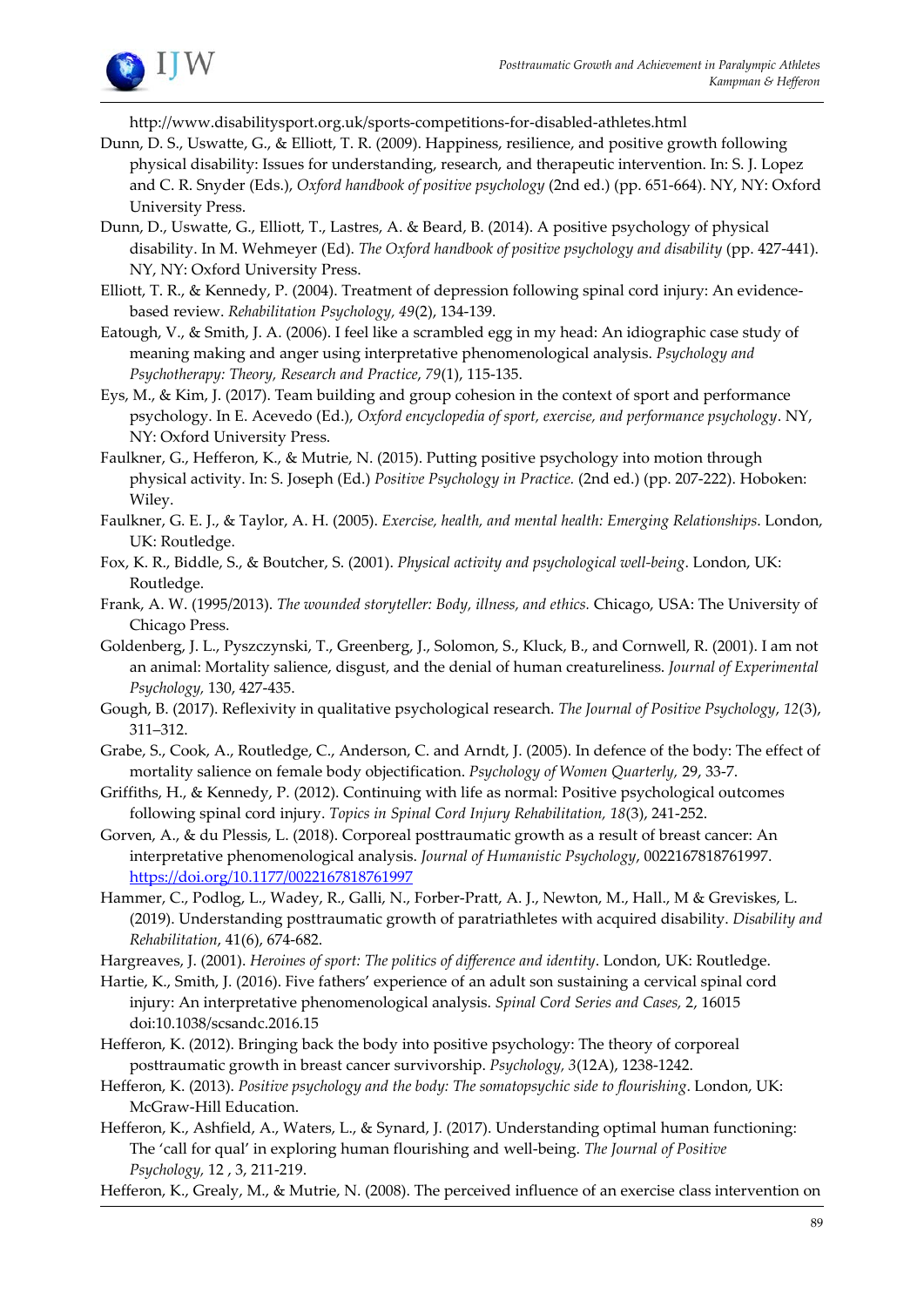http://www.disabilitysport.org.uk/sports-competitions-for-disabled-athletes.html

Dunn, D. S., Uswatte, G., & Elliott, T. R. (2009). Happiness, resilience, and positive growth following physical disability: Issues for understanding, research, and therapeutic intervention. In: S. J. Lopez and C. R. Snyder (Eds.), *Oxford handbook of positive psychology* (2nd ed.) (pp. 651-664). NY, NY: Oxford University Press.

Dunn, D., Uswatte, G., Elliott, T., Lastres, A. & Beard, B. (2014). A positive psychology of physical disability. In M. Wehmeyer (Ed). *The Oxford handbook of positive psychology and disability* (pp. 427-441). NY, NY: Oxford University Press.

Elliott, T. R., & Kennedy, P. (2004). Treatment of depression following spinal cord injury: An evidence-based review. *Rehabilitation Psychology, 49*(2), 134-139.

Eatough, V., & Smith, J. A. (2006). I feel like a scrambled egg in my head: An idiographic case study of meaning making and anger using interpretative phenomenological analysis. *Psychology and Psychotherapy: Theory, Research and Practice*, *79*(1), 115-135.

Eys, M., & Kim, J. (2017). Team building and group cohesion in the context of sport and performance psychology. In E. Acevedo (Ed.), *Oxford encyclopedia of sport, exercise, and performance psychology*. NY, NY: Oxford University Press.

Faulkner, G., Hefferon, K., & Mutrie, N. (2015). Putting positive psychology into motion through physical activity. In: S. Joseph (Ed.) *Positive Psychology in Practice.* (2nd ed.) (pp. 207-222). Hoboken: Wiley.

Faulkner, G. E. J., & Taylor, A. H. (2005). *Exercise, health, and mental health: Emerging Relationships*. London, UK: Routledge.

Fox, K. R., Biddle, S., & Boutcher, S. (2001). *Physical activity and psychological well-being*. London, UK: Routledge.

Frank, A. W. (1995/2013). *The wounded storyteller: Body, illness, and ethics.* Chicago, USA: The University of Chicago Press.

Goldenberg, J. L., Pyszczynski, T., Greenberg, J., Solomon, S., Kluck, B., and Cornwell, R. (2001). I am not an animal: Mortality salience, disgust, and the denial of human creatureliness. *Journal of Experimental Psychology,* 130, 427-435.

Gough, B. (2017). Reflexivity in qualitative psychological research. *The Journal of Positive Psychology*, *12*(3), 311–312.

Grabe, S., Cook, A., Routledge, C., Anderson, C. and Arndt, J. (2005). In defence of the body: The effect of mortality salience on female body objectification. *Psychology of Women Quarterly,* 29, 33-7.

Griffiths, H., & Kennedy, P. (2012). Continuing with life as normal: Positive psychological outcomes following spinal cord injury. *Topics in Spinal Cord Injury Rehabilitation, 18*(3), 241-252.

Gorven, A., & du Plessis, L. (2018). Corporeal posttraumatic growth as a result of breast cancer: An interpretative phenomenological analysis. *Journal of Humanistic Psychology*, 0022167818761997. https://doi.org/10.1177/0022167818761997

Hammer, C., Podlog, L., Wadey, R., Galli, N., Forber-Pratt, A. J., Newton, M., Hall., M & Greviskes, L. (2019). Understanding posttraumatic growth of paratriathletes with acquired disability. *Disability and Rehabilitation*, 41(6), 674-682.

Hargreaves, J. (2001). *Heroines of sport: The politics of difference and identity*. London, UK: Routledge.

Hartie, K., Smith, J. (2016). Five fathers' experience of an adult son sustaining a cervical spinal cord injury: An interpretative phenomenological analysis. *Spinal Cord Series and Cases,* 2, 16015 doi:10.1038/scsandc.2016.15

Hefferon, K. (2012). Bringing back the body into positive psychology: The theory of corporeal posttraumatic growth in breast cancer survivorship. *Psychology, 3*(12A), 1238-1242.

Hefferon, K. (2013). *Positive psychology and the body: The somatopsychic side to flourishing*. London, UK: McGraw-Hill Education.

Hefferon, K., Ashfield, A., Waters, L., & Synard, J. (2017). Understanding optimal human functioning: The 'call for qual' in exploring human flourishing and well-being. *The Journal of Positive Psychology,* 12 , 3, 211-219.

Hefferon, K., Grealy, M., & Mutrie, N. (2008). The perceived influence of an exercise class intervention on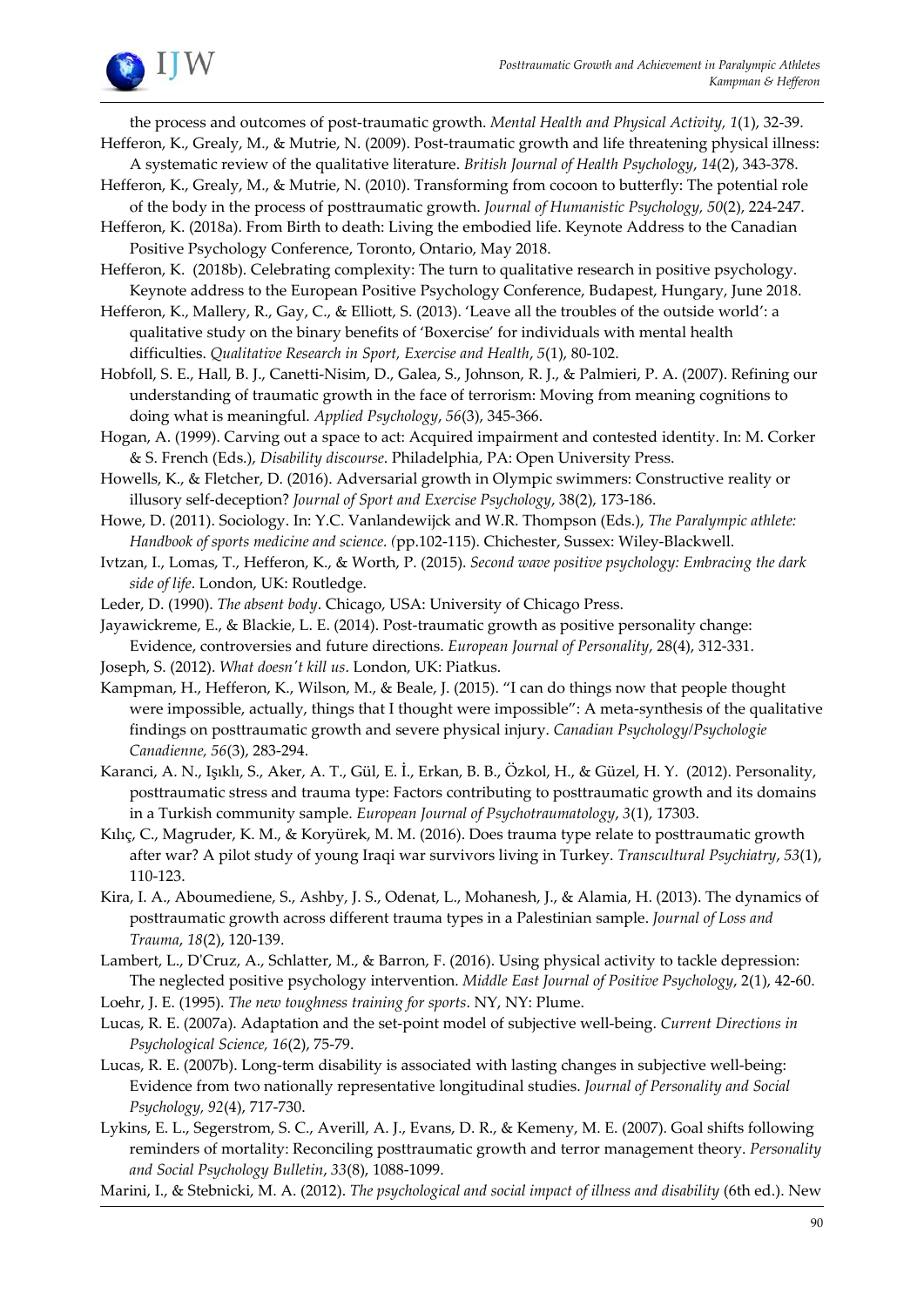the process and outcomes of post-traumatic growth. *Mental Health and Physical Activity, 1*(1), 32-39.

Hefferon, K., Grealy, M., & Mutrie, N. (2009). Post-traumatic growth and life threatening physical illness: A systematic review of the qualitative literature. *British Journal of Health Psychology*, *14*(2), 343-378.

Hefferon, K., Grealy, M., & Mutrie, N. (2010). Transforming from cocoon to butterfly: The potential role of the body in the process of posttraumatic growth. *Journal of Humanistic Psychology, 50*(2), 224-247.

Hefferon, K. (2018a). From Birth to death: Living the embodied life. Keynote Address to the Canadian Positive Psychology Conference, Toronto, Ontario, May 2018.

Hefferon, K. (2018b). Celebrating complexity: The turn to qualitative research in positive psychology. Keynote address to the European Positive Psychology Conference, Budapest, Hungary, June 2018.

Hefferon, K., Mallery, R., Gay, C., & Elliott, S. (2013). 'Leave all the troubles of the outside world': a qualitative study on the binary benefits of 'Boxercise' for individuals with mental health difficulties. *Qualitative Research in Sport, Exercise and Health*, *5*(1), 80-102.

Hobfoll, S. E., Hall, B. J., Canetti-Nisim, D., Galea, S., Johnson, R. J., & Palmieri, P. A. (2007). Refining our understanding of traumatic growth in the face of terrorism: Moving from meaning cognitions to doing what is meaningful. *Applied Psychology*, *56*(3), 345-366.

Hogan, A. (1999). Carving out a space to act: Acquired impairment and contested identity. In: M. Corker & S. French (Eds.), *Disability discourse*. Philadelphia, PA: Open University Press.

Howells, K., & Fletcher, D. (2016). Adversarial growth in Olympic swimmers: Constructive reality or illusory self-deception? *Journal of Sport and Exercise Psychology*, 38(2), 173-186.

Howe, D. (2011). Sociology. In: Y.C. Vanlandewijck and W.R. Thompson (Eds.), *The Paralympic athlete: Handbook of sports medicine and science. (*pp.102-115). Chichester, Sussex: Wiley-Blackwell.

Ivtzan, I., Lomas, T., Hefferon, K., & Worth, P. (2015). *Second wave positive psychology: Embracing the dark side of life*. London, UK: Routledge.

Leder, D. (1990). *The absent body*. Chicago, USA: University of Chicago Press.

Jayawickreme, E., & Blackie, L. E. (2014). Post-traumatic growth as positive personality change: Evidence, controversies and future directions. *European Journal of Personality*, 28(4), 312-331.

Joseph, S. (2012). *What doesn't kill us*. London, UK: Piatkus.

Kampman, H., Hefferon, K., Wilson, M., & Beale, J. (2015). "I can do things now that people thought were impossible, actually, things that I thought were impossible": A meta-synthesis of the qualitative findings on posttraumatic growth and severe physical injury. *Canadian Psychology/Psychologie Canadienne, 56*(3), 283-294.

Karanci, A. N., Işıklı, S., Aker, A. T., Gül, E. İ., Erkan, B. B., Özkol, H., & Güzel, H. Y. (2012). Personality, posttraumatic stress and trauma type: Factors contributing to posttraumatic growth and its domains in a Turkish community sample. *European Journal of Psychotraumatology*, *3*(1), 17303.

Kılıç, C., Magruder, K. M., & Koryürek, M. M. (2016). Does trauma type relate to posttraumatic growth after war? A pilot study of young Iraqi war survivors living in Turkey. *Transcultural Psychiatry*, *53*(1), 110-123.

Kira, I. A., Aboumediene, S., Ashby, J. S., Odenat, L., Mohanesh, J., & Alamia, H. (2013). The dynamics of posttraumatic growth across different trauma types in a Palestinian sample. *Journal of Loss and Trauma*, *18*(2), 120-139.

Lambert, L., D'Cruz, A., Schlatter, M., & Barron, F. (2016). Using physical activity to tackle depression: The neglected positive psychology intervention. *Middle East Journal of Positive Psychology*, 2(1), 42-60.

Loehr, J. E. (1995). *The new toughness training for sports*. NY, NY: Plume.

Lucas, R. E. (2007a). Adaptation and the set-point model of subjective well-being. *Current Directions in Psychological Science, 16*(2), 75-79.

Lucas, R. E. (2007b). Long-term disability is associated with lasting changes in subjective well-being: Evidence from two nationally representative longitudinal studies. *Journal of Personality and Social Psychology, 92*(4), 717-730.

Lykins, E. L., Segerstrom, S. C., Averill, A. J., Evans, D. R., & Kemeny, M. E. (2007). Goal shifts following reminders of mortality: Reconciling posttraumatic growth and terror management theory. *Personality and Social Psychology Bulletin*, *33*(8), 1088-1099.

Marini, I., & Stebnicki, M. A. (2012). *The psychological and social impact of illness and disability* (6th ed.). New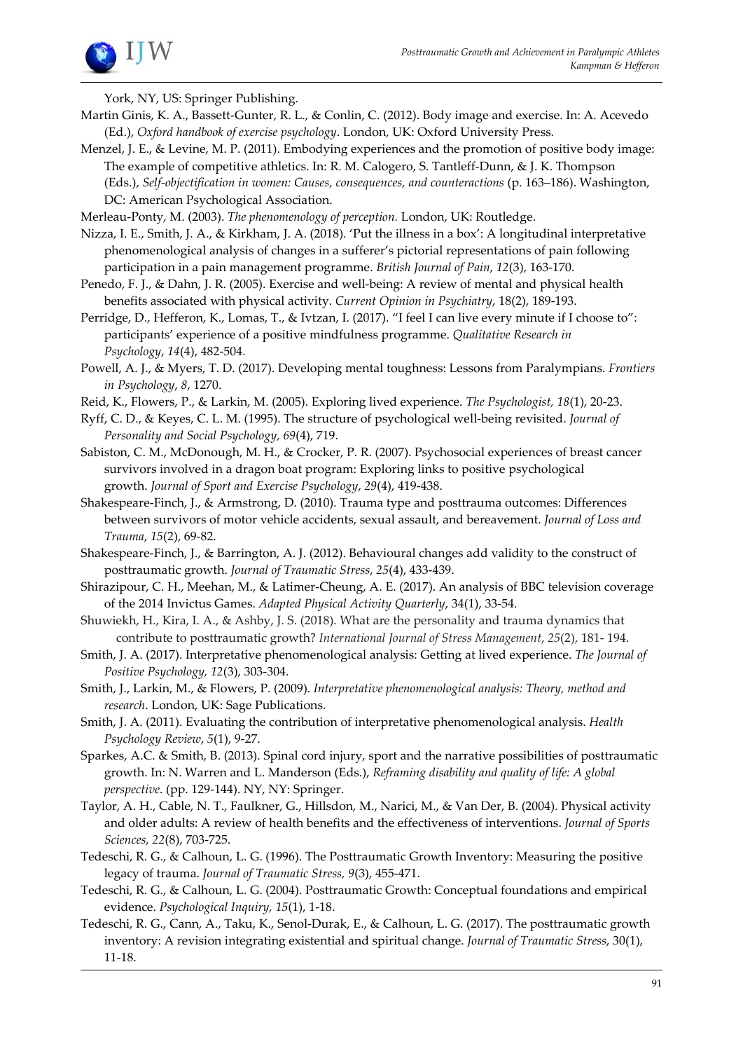York, NY, US: Springer Publishing.

Martin Ginis, K. A., Bassett-Gunter, R. L., & Conlin, C. (2012). Body image and exercise. In: A. Acevedo (Ed.), *Oxford handbook of exercise psychology*. London, UK: Oxford University Press.

Menzel, J. E., & Levine, M. P. (2011). Embodying experiences and the promotion of positive body image: The example of competitive athletics. In: R. M. Calogero, S. Tantleff-Dunn, & J. K. Thompson (Eds.), *Self-objectification in women: Causes, consequences, and counteractions* (p. 163–186). Washington, DC: American Psychological Association.

Merleau-Ponty, M. (2003). *The phenomenology of perception.* London, UK: Routledge.

Nizza, I. E., Smith, J. A., & Kirkham, J. A. (2018). 'Put the illness in a box': A longitudinal interpretative phenomenological analysis of changes in a sufferer's pictorial representations of pain following participation in a pain management programme. *British Journal of Pain*, *12*(3), 163-170.

Penedo, F. J., & Dahn, J. R. (2005). Exercise and well-being: A review of mental and physical health benefits associated with physical activity. *Current Opinion in Psychiatry*, 18(2), 189-193.

Perridge, D., Hefferon, K., Lomas, T., & Ivtzan, I. (2017). "I feel I can live every minute if I choose to": participants' experience of a positive mindfulness programme. *Qualitative Research in Psychology*, *14*(4), 482-504.

Powell, A. J., & Myers, T. D. (2017). Developing mental toughness: Lessons from Paralympians. *Frontiers in Psychology*, *8*, 1270.

Reid, K., Flowers, P., & Larkin, M. (2005). Exploring lived experience. *The Psychologist, 18*(1), 20-23.

Ryff, C. D., & Keyes, C. L. M. (1995). The structure of psychological well-being revisited. *Journal of Personality and Social Psychology, 69*(4), 719.

Sabiston, C. M., McDonough, M. H., & Crocker, P. R. (2007). Psychosocial experiences of breast cancer survivors involved in a dragon boat program: Exploring links to positive psychological growth. *Journal of Sport and Exercise Psychology*, *29*(4), 419-438.

Shakespeare-Finch, J., & Armstrong, D. (2010). Trauma type and posttrauma outcomes: Differences between survivors of motor vehicle accidents, sexual assault, and bereavement. *Journal of Loss and Trauma*, *15*(2), 69-82.

Shakespeare-Finch, J., & Barrington, A. J. (2012). Behavioural changes add validity to the construct of posttraumatic growth. *Journal of Traumatic Stress*, *25*(4), 433-439.

Shirazipour, C. H., Meehan, M., & Latimer-Cheung, A. E. (2017). An analysis of BBC television coverage of the 2014 Invictus Games. *Adapted Physical Activity Quarterly*, 34(1), 33-54.

Shuwiekh, H., Kira, I. A., & Ashby, J. S. (2018). What are the personality and trauma dynamics that contribute to posttraumatic growth? *International Journal of Stress Management*, *25*(2), 181- 194.

Smith, J. A. (2017). Interpretative phenomenological analysis: Getting at lived experience. *The Journal of Positive Psychology, 12*(3), 303-304.

Smith, J., Larkin, M., & Flowers, P. (2009). *Interpretative phenomenological analysis: Theory, method and research*. London, UK: Sage Publications.

Smith, J. A. (2011). Evaluating the contribution of interpretative phenomenological analysis. *Health Psychology Review*, *5*(1), 9-27.

Sparkes, A.C. & Smith, B. (2013). Spinal cord injury, sport and the narrative possibilities of posttraumatic growth. In: N. Warren and L. Manderson (Eds.), *Reframing disability and quality of life: A global perspective*. (pp. 129-144). NY, NY: Springer.

Taylor, A. H., Cable, N. T., Faulkner, G., Hillsdon, M., Narici, M., & Van Der, B. (2004). Physical activity and older adults: A review of health benefits and the effectiveness of interventions. *Journal of Sports Sciences, 22*(8), 703-725.

Tedeschi, R. G., & Calhoun, L. G. (1996). The Posttraumatic Growth Inventory: Measuring the positive legacy of trauma. *Journal of Traumatic Stress, 9*(3), 455-471.

Tedeschi, R. G., & Calhoun, L. G. (2004). Posttraumatic Growth: Conceptual foundations and empirical evidence. *Psychological Inquiry, 15*(1), 1-18.

Tedeschi, R. G., Cann, A., Taku, K., Senol-Durak, E., & Calhoun, L. G. (2017). The posttraumatic growth inventory: A revision integrating existential and spiritual change. *Journal of Traumatic Stress*, 30(1), 11-18.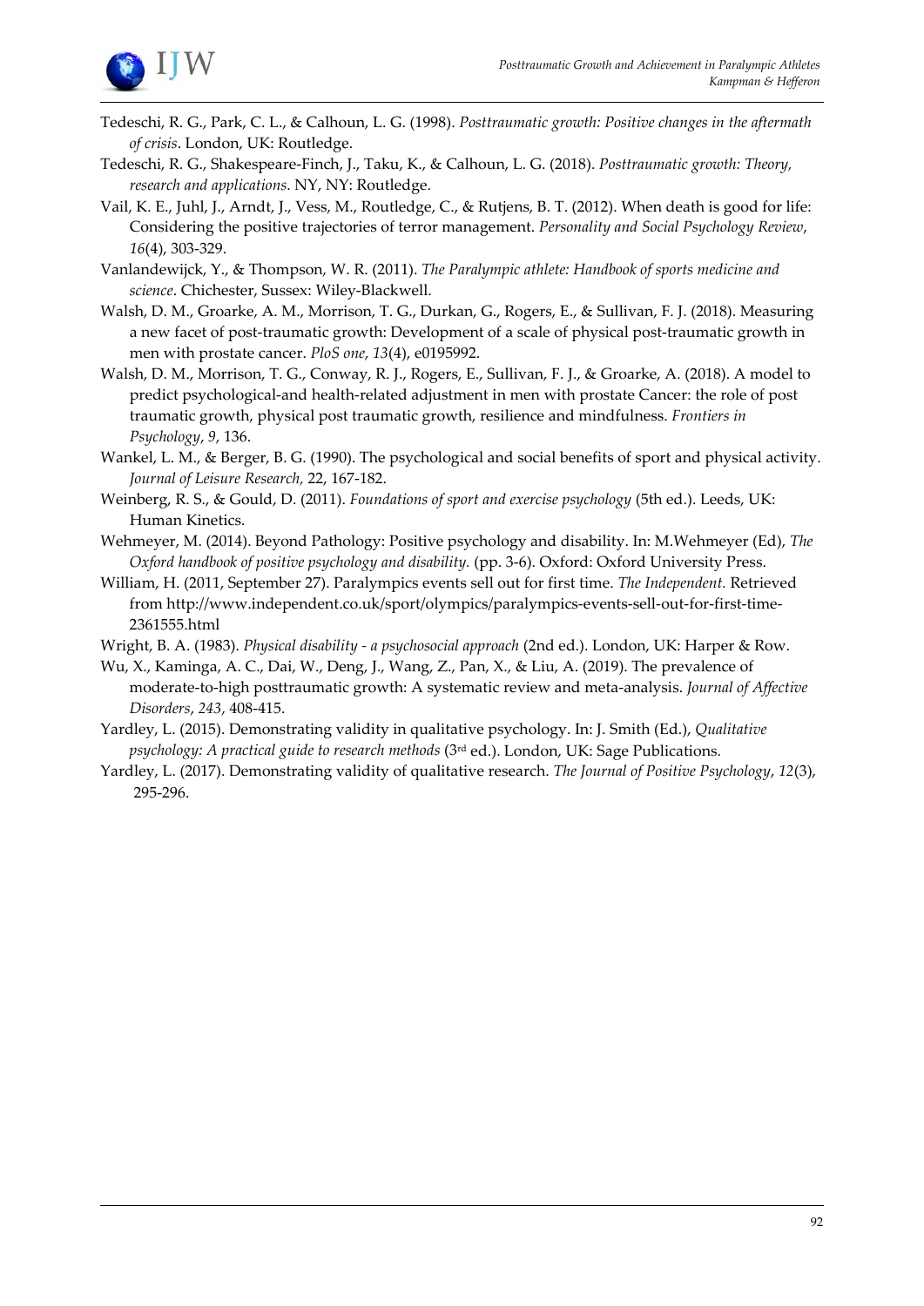Tedeschi, R. G., Park, C. L., & Calhoun, L. G. (1998). *Posttraumatic growth: Positive changes in the aftermath of crisis*. London, UK: Routledge.

Tedeschi, R. G., Shakespeare-Finch, J., Taku, K., & Calhoun, L. G. (2018). *Posttraumatic growth: Theory, research and applications*. NY, NY: Routledge.

Vail, K. E., Juhl, J., Arndt, J., Vess, M., Routledge, C., & Rutjens, B. T. (2012). When death is good for life: Considering the positive trajectories of terror management. *Personality and Social Psychology Review*, *16*(4), 303-329.

Vanlandewijck, Y., & Thompson, W. R. (2011). *The Paralympic athlete: Handbook of sports medicine and science*. Chichester, Sussex: Wiley-Blackwell.

Walsh, D. M., Groarke, A. M., Morrison, T. G., Durkan, G., Rogers, E., & Sullivan, F. J. (2018). Measuring a new facet of post-traumatic growth: Development of a scale of physical post-traumatic growth in men with prostate cancer. *PloS one*, *13*(4), e0195992.

Walsh, D. M., Morrison, T. G., Conway, R. J., Rogers, E., Sullivan, F. J., & Groarke, A. (2018). A model to predict psychological-and health-related adjustment in men with prostate Cancer: the role of post traumatic growth, physical post traumatic growth, resilience and mindfulness. *Frontiers in Psychology*, *9*, 136.

Wankel, L. M., & Berger, B. G. (1990). The psychological and social benefits of sport and physical activity. *Journal of Leisure Research,* 22, 167-182.

Weinberg, R. S., & Gould, D. (2011). *Foundations of sport and exercise psychology* (5th ed.). Leeds, UK: Human Kinetics.

Wehmeyer, M. (2014). Beyond Pathology: Positive psychology and disability. In: M.Wehmeyer (Ed), *The Oxford handbook of positive psychology and disability.* (pp. 3-6). Oxford: Oxford University Press.

William, H. (2011, September 27). Paralympics events sell out for first time. *The Independent.* Retrieved from http://www.independent.co.uk/sport/olympics/paralympics-events-sell-out-for-first-time-2361555.html

Wright, B. A. (1983). *Physical disability - a psychosocial approach* (2nd ed.). London, UK: Harper & Row.

Wu, X., Kaminga, A. C., Dai, W., Deng, J., Wang, Z., Pan, X., & Liu, A. (2019). The prevalence of moderate-to-high posttraumatic growth: A systematic review and meta-analysis. *Journal of Affective Disorders*, *243*, 408-415.

Yardley, L. (2015). Demonstrating validity in qualitative psychology. In: J. Smith (Ed.), *Qualitative psychology: A practical guide to research methods* (3rd ed.). London, UK: Sage Publications.

Yardley, L. (2017). Demonstrating validity of qualitative research. *The Journal of Positive Psychology*, *12*(3), 295-296.